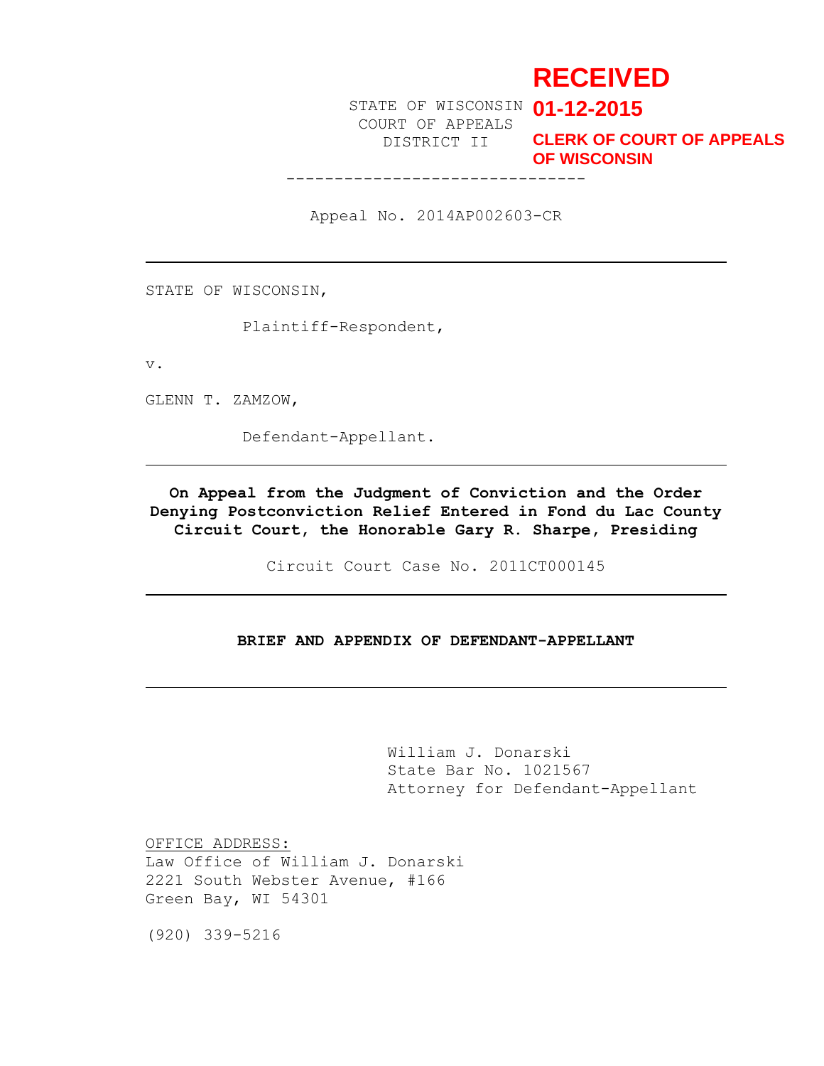**RECEIVED**
**01-12-2015**
**CLERK OF COURT OF APPEALS OF WISCONSIN**

STATE OF WISCONSIN
COURT OF APPEALS
DISTRICT II

------------------------------

Appeal No. 2014AP002603-CR

---

STATE OF WISCONSIN,

Plaintiff-Respondent,

v.

GLENN T. ZAMZOW,

Defendant-Appellant.

---

**On Appeal from the Judgment of Conviction and the Order Denying Postconviction Relief Entered in Fond du Lac County Circuit Court, the Honorable Gary R. Sharpe, Presiding**

Circuit Court Case No. 2011CT000145

---

**BRIEF AND APPENDIX OF DEFENDANT-APPELLANT**

---

William J. Donarski
State Bar No. 1021567
Attorney for Defendant-Appellant

OFFICE ADDRESS:
Law Office of William J. Donarski
2221 South Webster Avenue, #166
Green Bay, WI 54301

(920) 339-5216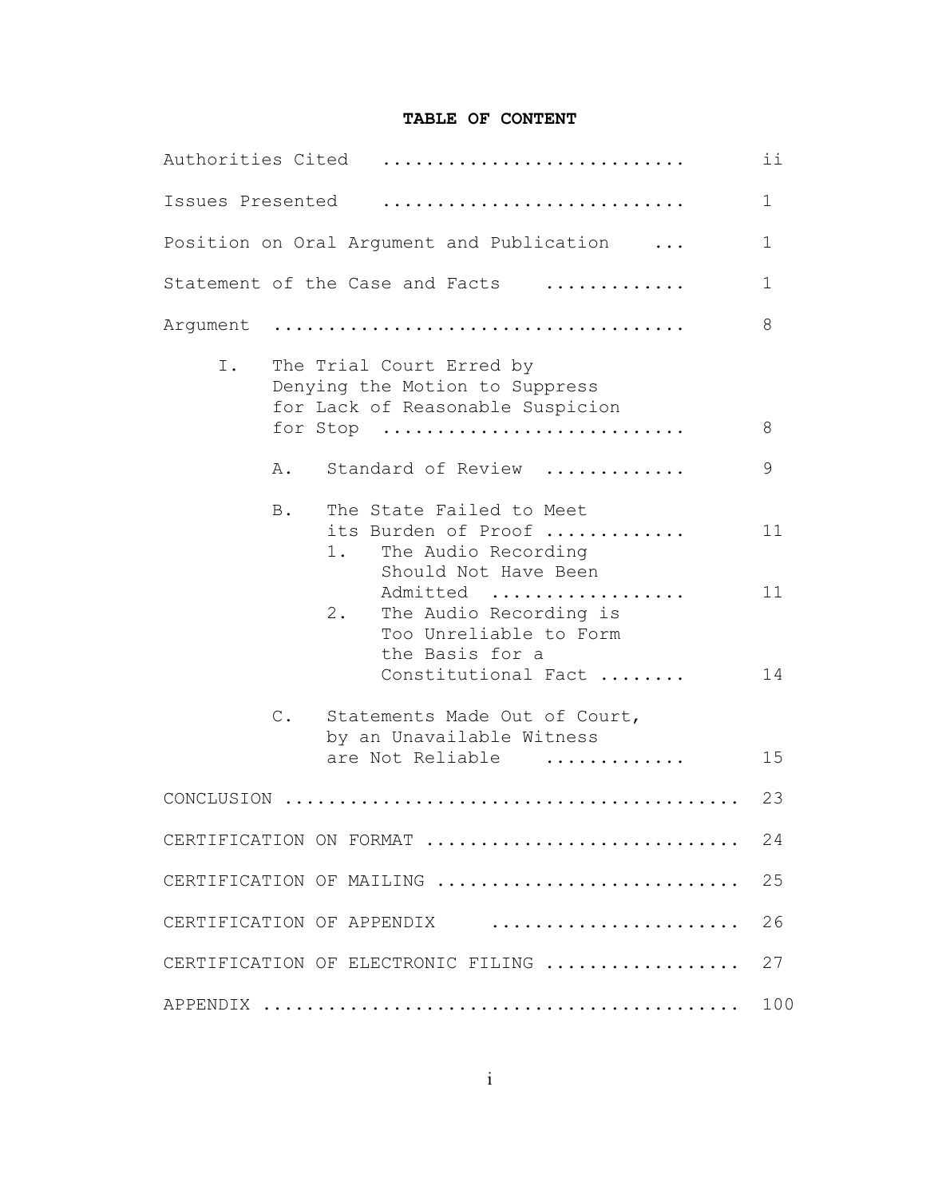**TABLE OF CONTENT**

| | |
|---|---|
| Authorities Cited | ii |
| Issues Presented | 1 |
| Position on Oral Argument and Publication | 1 |
| Statement of the Case and Facts | 1 |
| Argument | 8 |
| I. The Trial Court Erred by Denying the Motion to Suppress for Lack of Reasonable Suspicion for Stop | 8 |
| A. Standard of Review | 9 |
| B. The State Failed to Meet its Burden of Proof | 11 |
| 1. The Audio Recording Should Not Have Been Admitted | 11 |
| 2. The Audio Recording is Too Unreliable to Form the Basis for a Constitutional Fact | 14 |
| C. Statements Made Out of Court, by an Unavailable Witness are Not Reliable | 15 |
| CONCLUSION | 23 |
| CERTIFICATION ON FORMAT | 24 |
| CERTIFICATION OF MAILING | 25 |
| CERTIFICATION OF APPENDIX | 26 |
| CERTIFICATION OF ELECTRONIC FILING | 27 |
| APPENDIX | 100 |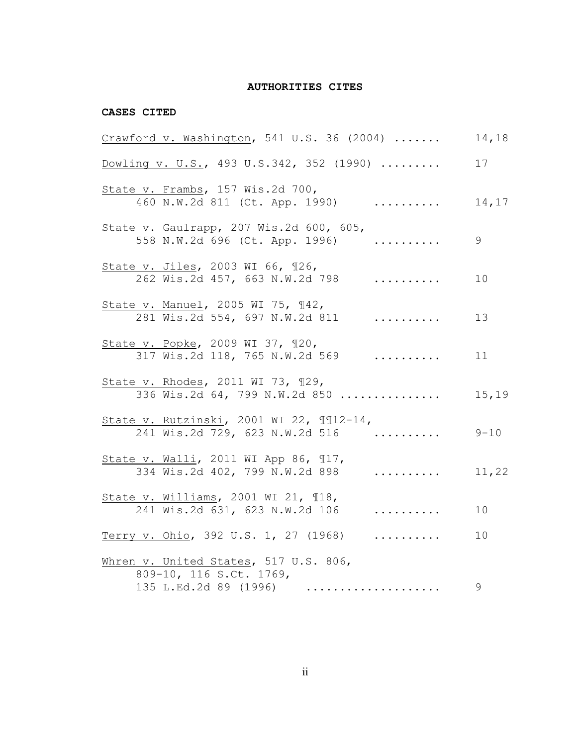**AUTHORITIES CITES**

**CASES CITED**

Crawford v. Washington, 541 U.S. 36 (2004) ....... 14,18

Dowling v. U.S., 493 U.S.342, 352 (1990) ......... 17

State v. Frambs, 157 Wis.2d 700, 460 N.W.2d 811 (Ct. App. 1990) .......... 14,17

State v. Gaulrapp, 207 Wis.2d 600, 605, 558 N.W.2d 696 (Ct. App. 1996) .......... 9

State v. Jiles, 2003 WI 66, ¶26, 262 Wis.2d 457, 663 N.W.2d 798 .......... 10

State v. Manuel, 2005 WI 75, ¶42, 281 Wis.2d 554, 697 N.W.2d 811 .......... 13

State v. Popke, 2009 WI 37, ¶20, 317 Wis.2d 118, 765 N.W.2d 569 .......... 11

State v. Rhodes, 2011 WI 73, ¶29, 336 Wis.2d 64, 799 N.W.2d 850 ............... 15,19

State v. Rutzinski, 2001 WI 22, ¶¶12-14, 241 Wis.2d 729, 623 N.W.2d 516 .......... 9-10

State v. Walli, 2011 WI App 86, ¶17, 334 Wis.2d 402, 799 N.W.2d 898 .......... 11,22

State v. Williams, 2001 WI 21, ¶18, 241 Wis.2d 631, 623 N.W.2d 106 .......... 10

Terry v. Ohio, 392 U.S. 1, 27 (1968) .......... 10

Whren v. United States, 517 U.S. 806, 809-10, 116 S.Ct. 1769, 135 L.Ed.2d 89 (1996) .................... 9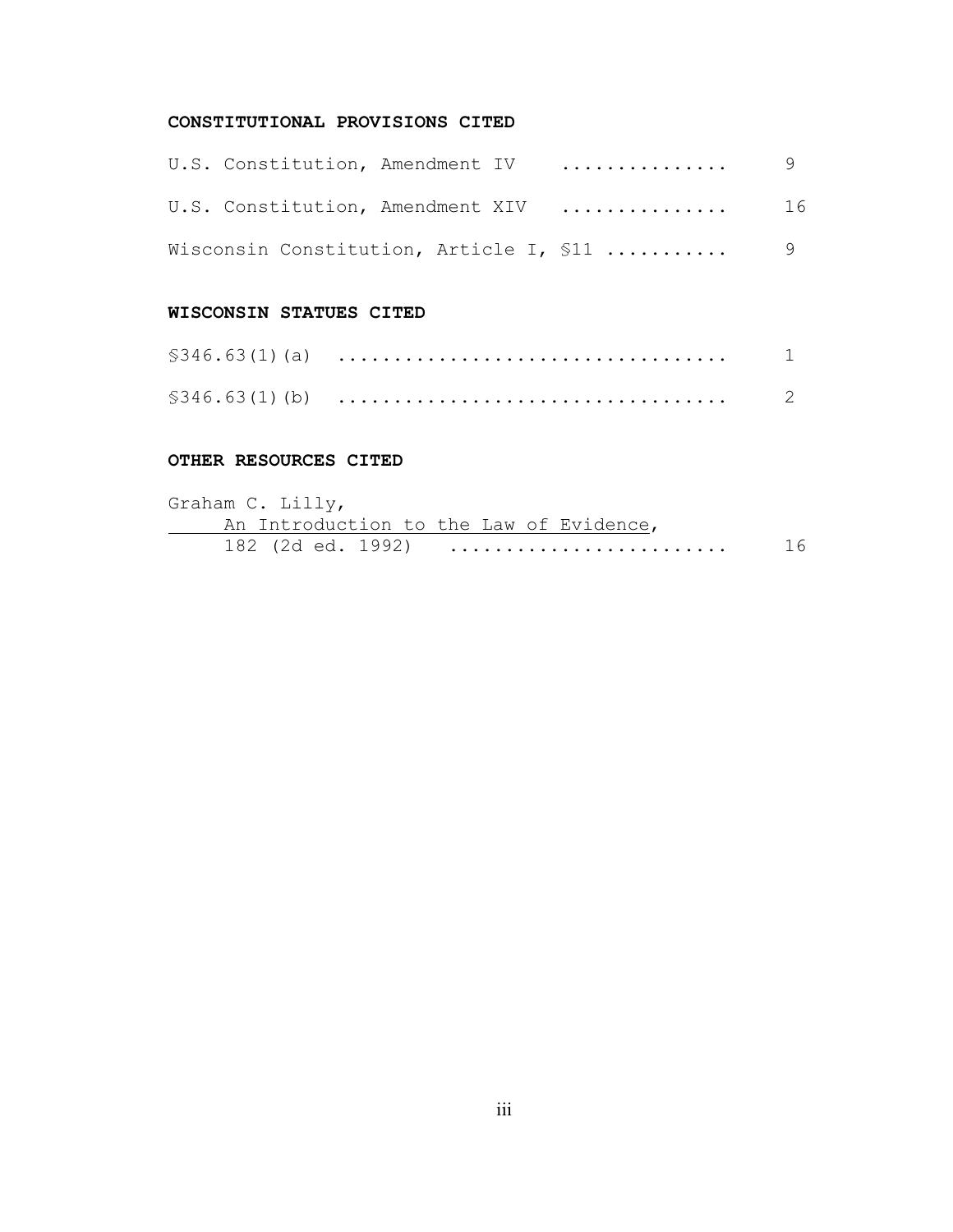## CONSTITUTIONAL PROVISIONS CITED

U.S. Constitution, Amendment IV ............... 9

U.S. Constitution, Amendment XIV ............... 16

Wisconsin Constitution, Article I, §11 ........... 9

## WISCONSIN STATUES CITED

§346.63(1)(a) .................................. 1

§346.63(1)(b) .................................. 2

## OTHER RESOURCES CITED

Graham C. Lilly,
An Introduction to the Law of Evidence,
182 (2d ed. 1992) ........................ 16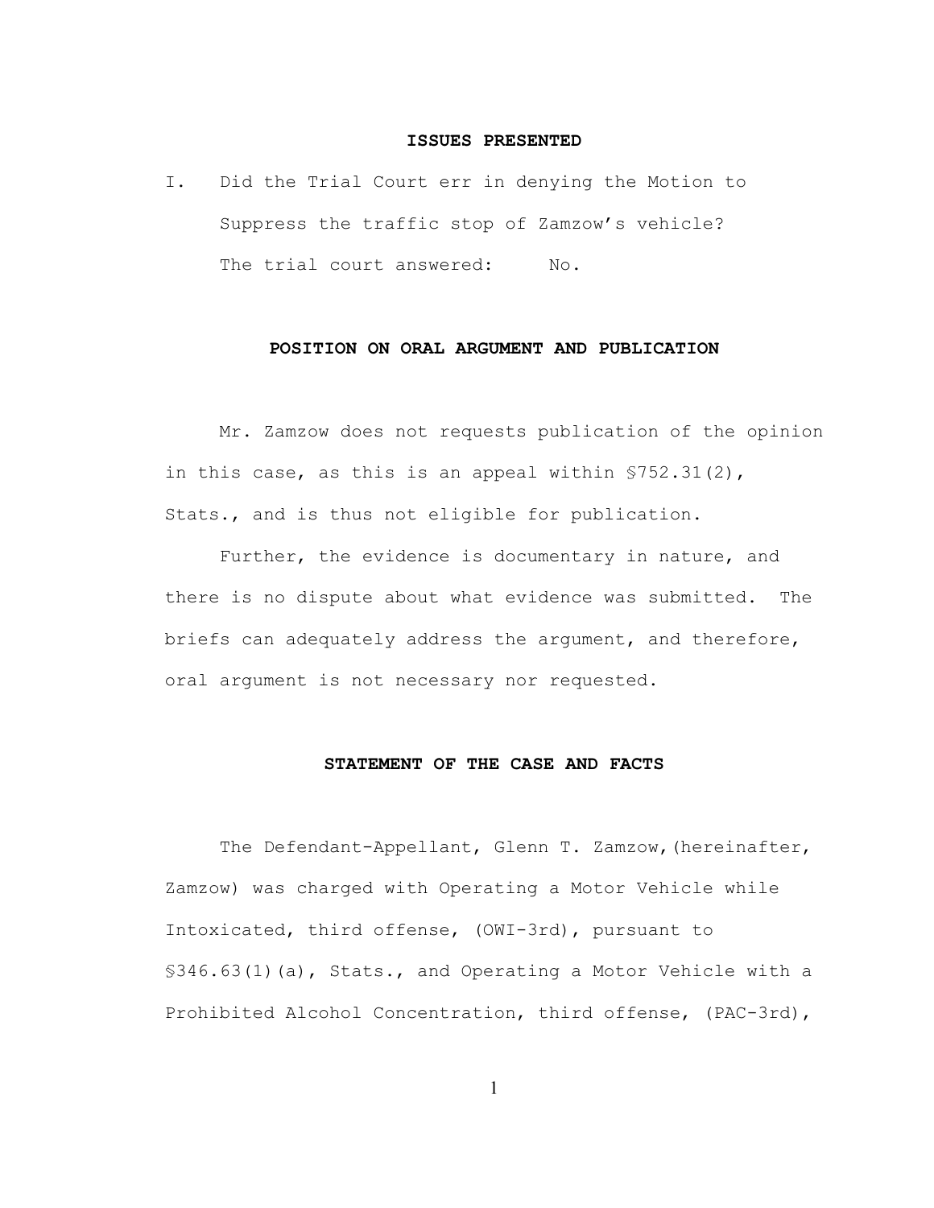## ISSUES PRESENTED

I. Did the Trial Court err in denying the Motion to Suppress the traffic stop of Zamzow's vehicle?

The trial court answered: No.

## POSITION ON ORAL ARGUMENT AND PUBLICATION

Mr. Zamzow does not requests publication of the opinion in this case, as this is an appeal within §752.31(2), Stats., and is thus not eligible for publication.

Further, the evidence is documentary in nature, and there is no dispute about what evidence was submitted. The briefs can adequately address the argument, and therefore, oral argument is not necessary nor requested.

## STATEMENT OF THE CASE AND FACTS

The Defendant-Appellant, Glenn T. Zamzow,(hereinafter, Zamzow) was charged with Operating a Motor Vehicle while Intoxicated, third offense, (OWI-3rd), pursuant to §346.63(1)(a), Stats., and Operating a Motor Vehicle with a Prohibited Alcohol Concentration, third offense, (PAC-3rd),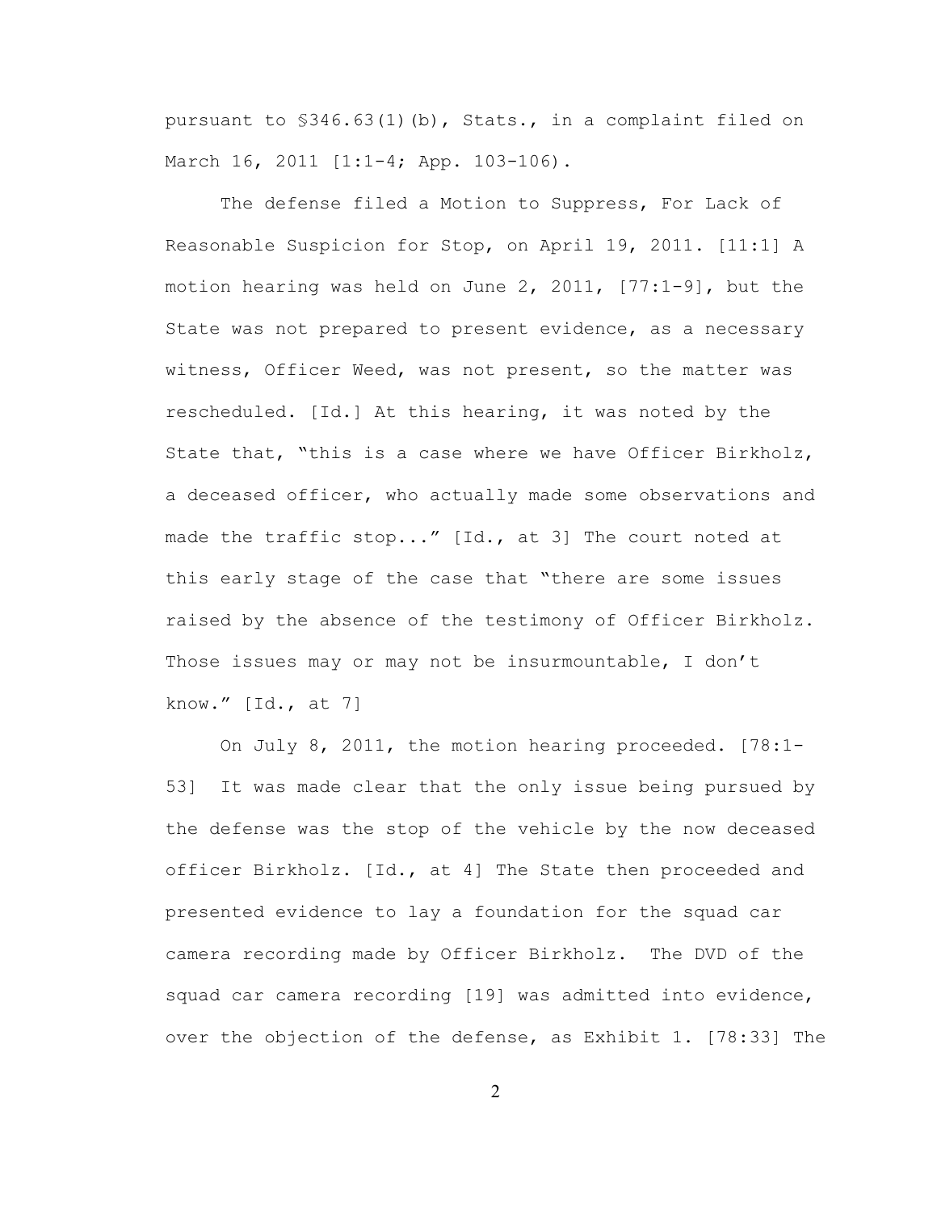pursuant to §346.63(1)(b), Stats., in a complaint filed on March 16, 2011 [1:1-4; App. 103-106).

The defense filed a Motion to Suppress, For Lack of Reasonable Suspicion for Stop, on April 19, 2011. [11:1] A motion hearing was held on June 2, 2011, [77:1-9], but the State was not prepared to present evidence, as a necessary witness, Officer Weed, was not present, so the matter was rescheduled. [Id.] At this hearing, it was noted by the State that, "this is a case where we have Officer Birkholz, a deceased officer, who actually made some observations and made the traffic stop..." [Id., at 3] The court noted at this early stage of the case that "there are some issues raised by the absence of the testimony of Officer Birkholz. Those issues may or may not be insurmountable, I don't know." [Id., at 7]

On July 8, 2011, the motion hearing proceeded. [78:1-53] It was made clear that the only issue being pursued by the defense was the stop of the vehicle by the now deceased officer Birkholz. [Id., at 4] The State then proceeded and presented evidence to lay a foundation for the squad car camera recording made by Officer Birkholz. The DVD of the squad car camera recording [19] was admitted into evidence, over the objection of the defense, as Exhibit 1. [78:33] The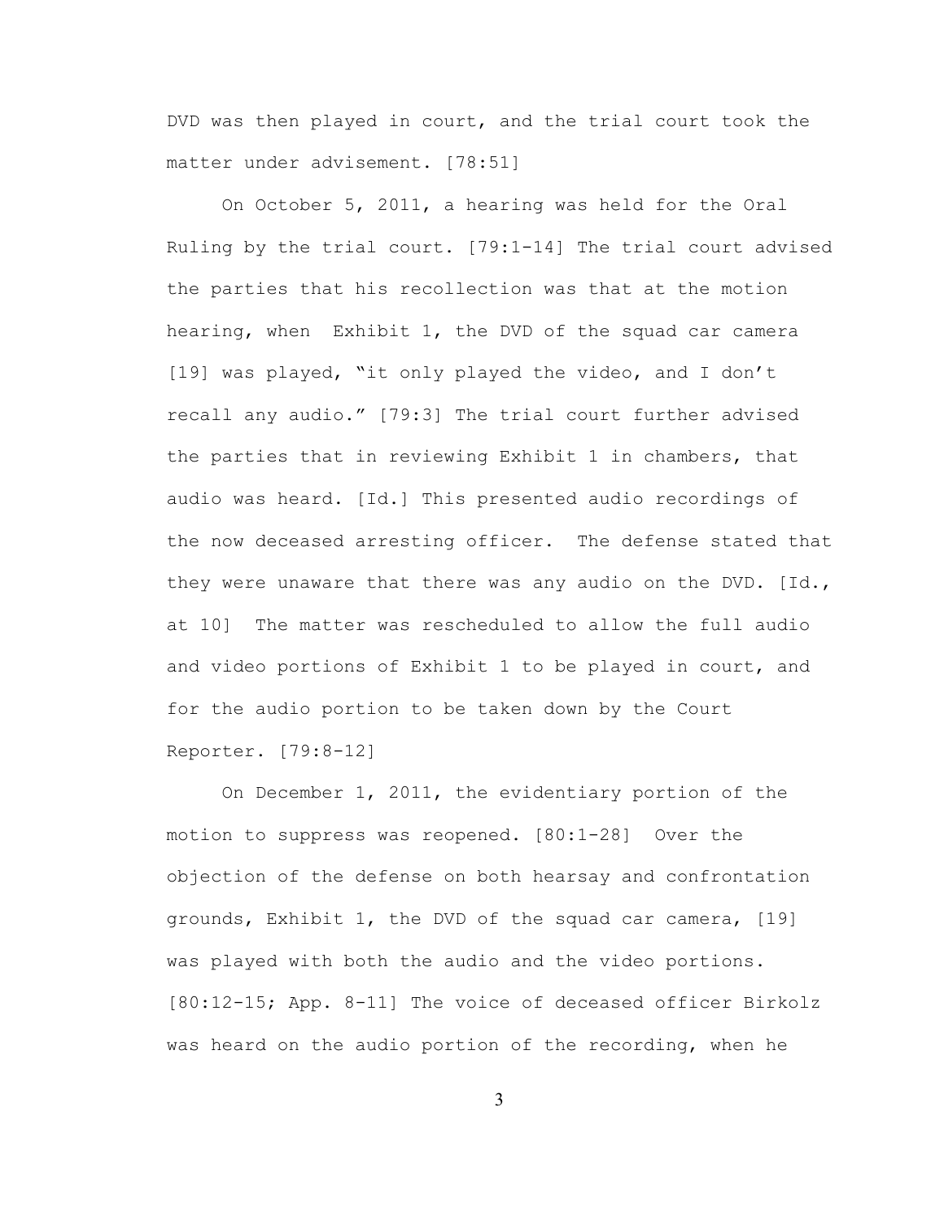DVD was then played in court, and the trial court took the matter under advisement. [78:51]

On October 5, 2011, a hearing was held for the Oral Ruling by the trial court. [79:1-14] The trial court advised the parties that his recollection was that at the motion hearing, when Exhibit 1, the DVD of the squad car camera [19] was played, "it only played the video, and I don't recall any audio." [79:3] The trial court further advised the parties that in reviewing Exhibit 1 in chambers, that audio was heard. [Id.] This presented audio recordings of the now deceased arresting officer. The defense stated that they were unaware that there was any audio on the DVD. [Id., at 10] The matter was rescheduled to allow the full audio and video portions of Exhibit 1 to be played in court, and for the audio portion to be taken down by the Court Reporter. [79:8-12]

On December 1, 2011, the evidentiary portion of the motion to suppress was reopened. [80:1-28] Over the objection of the defense on both hearsay and confrontation grounds, Exhibit 1, the DVD of the squad car camera, [19] was played with both the audio and the video portions. [80:12-15; App. 8-11] The voice of deceased officer Birkolz was heard on the audio portion of the recording, when he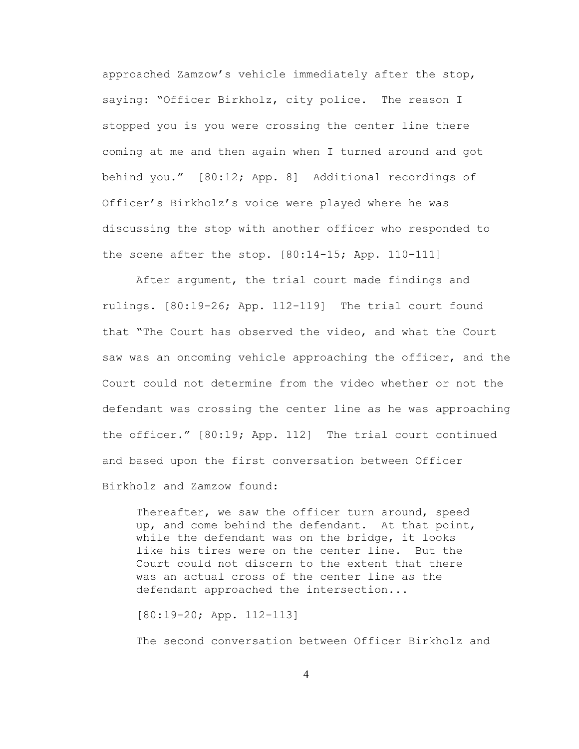approached Zamzow's vehicle immediately after the stop, saying: "Officer Birkholz, city police. The reason I stopped you is you were crossing the center line there coming at me and then again when I turned around and got behind you." [80:12; App. 8] Additional recordings of Officer's Birkholz's voice were played where he was discussing the stop with another officer who responded to the scene after the stop. [80:14-15; App. 110-111]

After argument, the trial court made findings and rulings. [80:19-26; App. 112-119] The trial court found that "The Court has observed the video, and what the Court saw was an oncoming vehicle approaching the officer, and the Court could not determine from the video whether or not the defendant was crossing the center line as he was approaching the officer." [80:19; App. 112] The trial court continued and based upon the first conversation between Officer Birkholz and Zamzow found:

> Thereafter, we saw the officer turn around, speed up, and come behind the defendant. At that point, while the defendant was on the bridge, it looks like his tires were on the center line. But the Court could not discern to the extent that there was an actual cross of the center line as the defendant approached the intersection...
>
> [80:19-20; App. 112-113]

The second conversation between Officer Birkholz and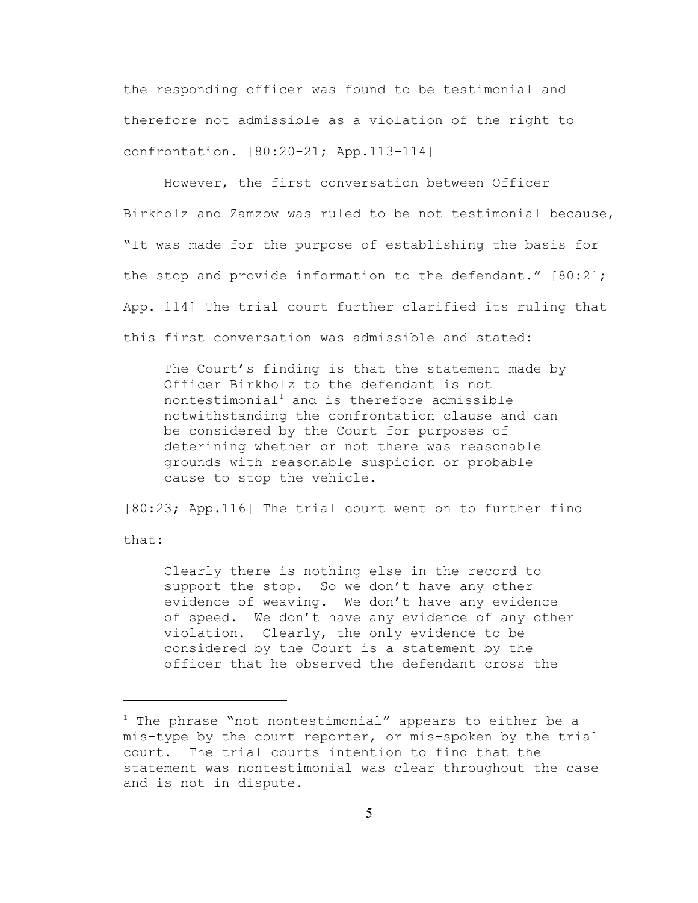the responding officer was found to be testimonial and therefore not admissible as a violation of the right to confrontation. [80:20-21; App.113-114]

However, the first conversation between Officer Birkholz and Zamzow was ruled to be not testimonial because, "It was made for the purpose of establishing the basis for the stop and provide information to the defendant." [80:21; App. 114] The trial court further clarified its ruling that this first conversation was admissible and stated:

> The Court's finding is that the statement made by Officer Birkholz to the defendant is not nontestimonial[1] and is therefore admissible notwithstanding the confrontation clause and can be considered by the Court for purposes of deterining whether or not there was reasonable grounds with reasonable suspicion or probable cause to stop the vehicle.

[80:23; App.116] The trial court went on to further find that:

> Clearly there is nothing else in the record to support the stop. So we don't have any other evidence of weaving. We don't have any evidence of speed. We don't have any evidence of any other violation. Clearly, the only evidence to be considered by the Court is a statement by the officer that he observed the defendant cross the

---

[1] The phrase "not nontestimonial" appears to either be a mis-type by the court reporter, or mis-spoken by the trial court. The trial courts intention to find that the statement was nontestimonial was clear throughout the case and is not in dispute.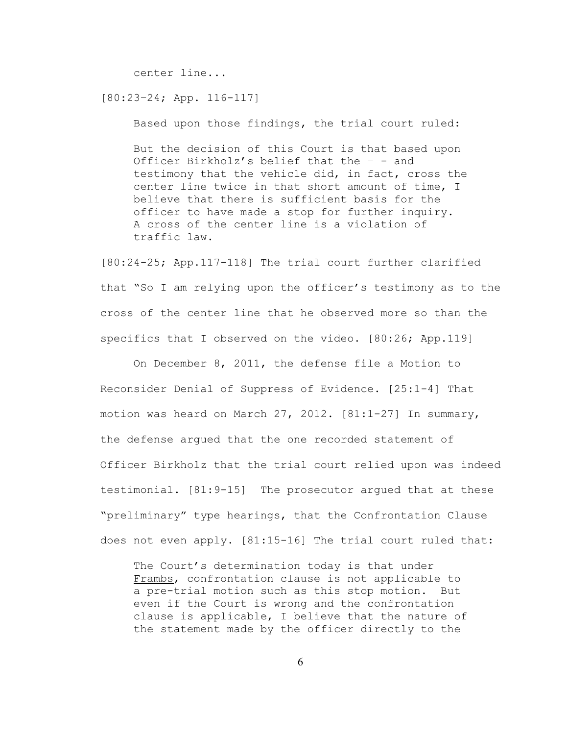center line...

[80:23–24; App. 116-117]

Based upon those findings, the trial court ruled:

> But the decision of this Court is that based upon Officer Birkholz's belief that the – - and testimony that the vehicle did, in fact, cross the center line twice in that short amount of time, I believe that there is sufficient basis for the officer to have made a stop for further inquiry. A cross of the center line is a violation of traffic law.

[80:24-25; App.117-118] The trial court further clarified that "So I am relying upon the officer's testimony as to the cross of the center line that he observed more so than the specifics that I observed on the video. [80:26; App.119]

On December 8, 2011, the defense file a Motion to Reconsider Denial of Suppress of Evidence. [25:1-4] That motion was heard on March 27, 2012. [81:1-27] In summary, the defense argued that the one recorded statement of Officer Birkholz that the trial court relied upon was indeed testimonial. [81:9-15] The prosecutor argued that at these "preliminary" type hearings, that the Confrontation Clause does not even apply. [81:15-16] The trial court ruled that:

> The Court's determination today is that under Frambs, confrontation clause is not applicable to a pre-trial motion such as this stop motion. But even if the Court is wrong and the confrontation clause is applicable, I believe that the nature of the statement made by the officer directly to the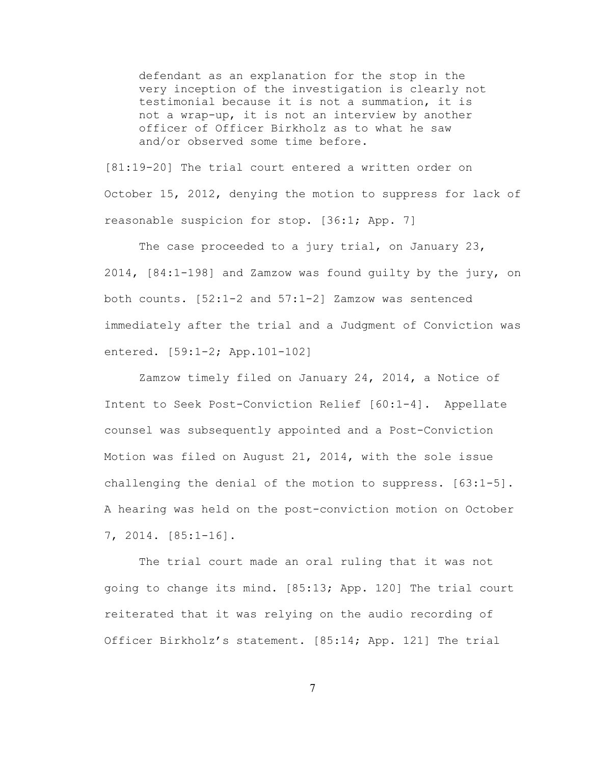> defendant as an explanation for the stop in the very inception of the investigation is clearly not testimonial because it is not a summation, it is not a wrap-up, it is not an interview by another officer of Officer Birkholz as to what he saw and/or observed some time before.

[81:19-20] The trial court entered a written order on October 15, 2012, denying the motion to suppress for lack of reasonable suspicion for stop. [36:1; App. 7]

The case proceeded to a jury trial, on January 23, 2014, [84:1-198] and Zamzow was found guilty by the jury, on both counts. [52:1-2 and 57:1-2] Zamzow was sentenced immediately after the trial and a Judgment of Conviction was entered. [59:1-2; App.101-102]

Zamzow timely filed on January 24, 2014, a Notice of Intent to Seek Post-Conviction Relief [60:1-4]. Appellate counsel was subsequently appointed and a Post-Conviction Motion was filed on August 21, 2014, with the sole issue challenging the denial of the motion to suppress. [63:1-5]. A hearing was held on the post-conviction motion on October 7, 2014. [85:1-16].

The trial court made an oral ruling that it was not going to change its mind. [85:13; App. 120] The trial court reiterated that it was relying on the audio recording of Officer Birkholz's statement. [85:14; App. 121] The trial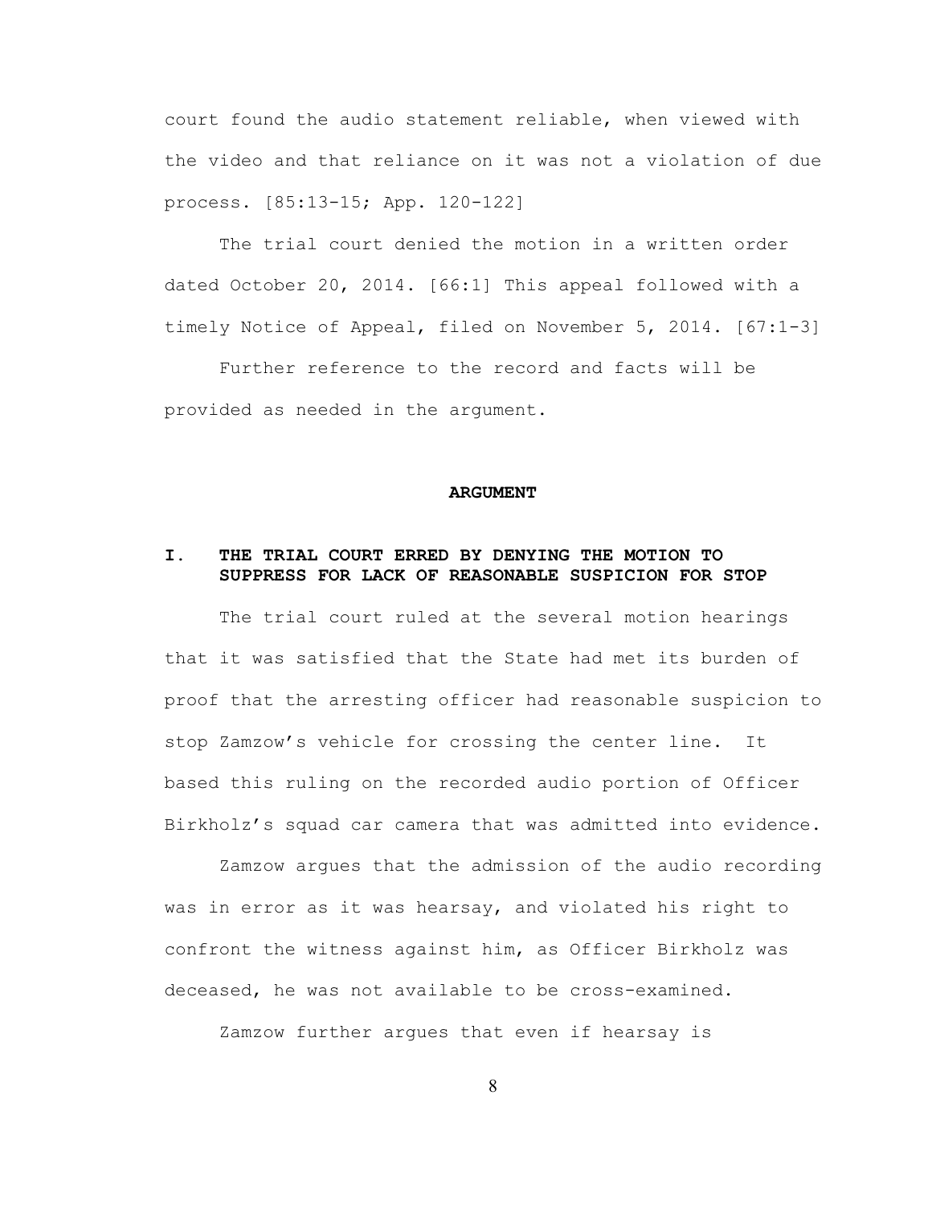court found the audio statement reliable, when viewed with the video and that reliance on it was not a violation of due process. [85:13-15; App. 120-122]

The trial court denied the motion in a written order dated October 20, 2014. [66:1] This appeal followed with a timely Notice of Appeal, filed on November 5, 2014. [67:1-3]

Further reference to the record and facts will be provided as needed in the argument.

## ARGUMENT

### I. THE TRIAL COURT ERRED BY DENYING THE MOTION TO SUPPRESS FOR LACK OF REASONABLE SUSPICION FOR STOP

The trial court ruled at the several motion hearings that it was satisfied that the State had met its burden of proof that the arresting officer had reasonable suspicion to stop Zamzow's vehicle for crossing the center line. It based this ruling on the recorded audio portion of Officer Birkholz's squad car camera that was admitted into evidence.

Zamzow argues that the admission of the audio recording was in error as it was hearsay, and violated his right to confront the witness against him, as Officer Birkholz was deceased, he was not available to be cross-examined.

Zamzow further argues that even if hearsay is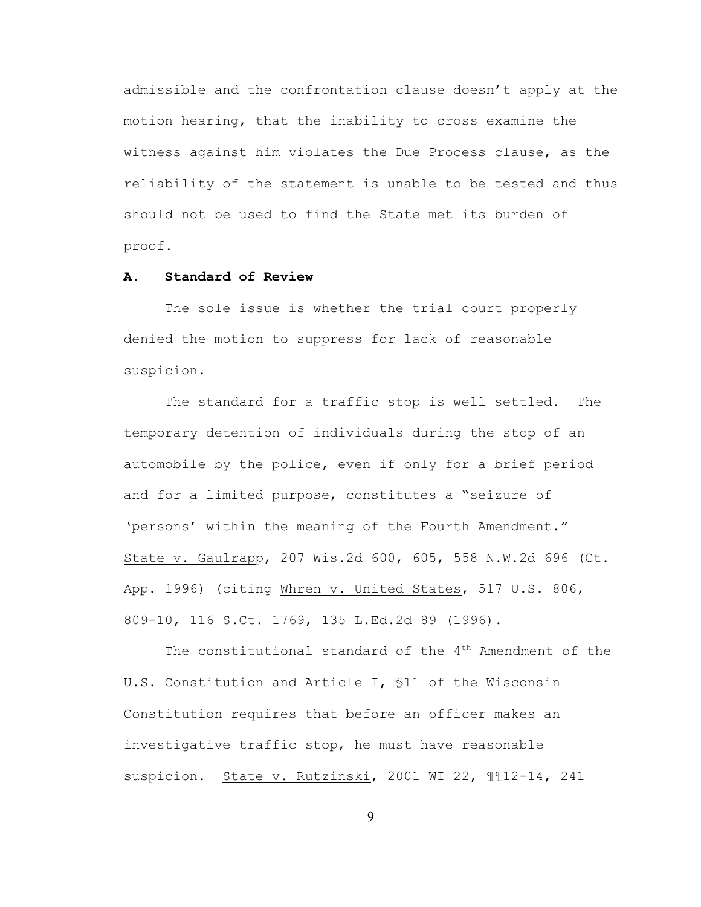admissible and the confrontation clause doesn't apply at the motion hearing, that the inability to cross examine the witness against him violates the Due Process clause, as the reliability of the statement is unable to be tested and thus should not be used to find the State met its burden of proof.

**A. Standard of Review**

The sole issue is whether the trial court properly denied the motion to suppress for lack of reasonable suspicion.

The standard for a traffic stop is well settled. The temporary detention of individuals during the stop of an automobile by the police, even if only for a brief period and for a limited purpose, constitutes a "seizure of 'persons' within the meaning of the Fourth Amendment." State v. Gaulrapp, 207 Wis.2d 600, 605, 558 N.W.2d 696 (Ct. App. 1996) (citing Whren v. United States, 517 U.S. 806, 809-10, 116 S.Ct. 1769, 135 L.Ed.2d 89 (1996).

The constitutional standard of the 4th Amendment of the U.S. Constitution and Article I, §11 of the Wisconsin Constitution requires that before an officer makes an investigative traffic stop, he must have reasonable suspicion. State v. Rutzinski, 2001 WI 22, ¶¶12-14, 241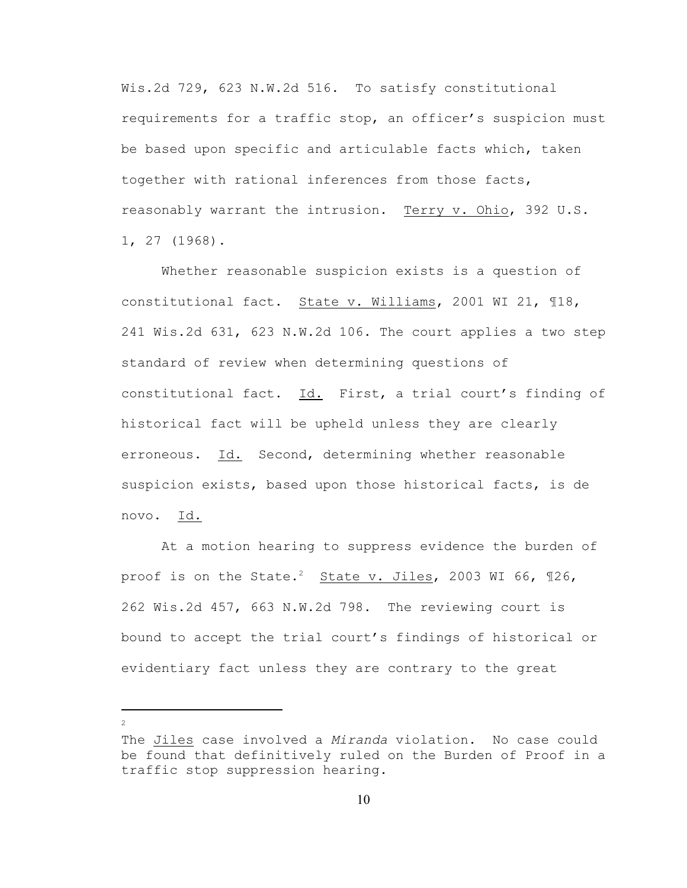Wis.2d 729, 623 N.W.2d 516. To satisfy constitutional requirements for a traffic stop, an officer's suspicion must be based upon specific and articulable facts which, taken together with rational inferences from those facts, reasonably warrant the intrusion. Terry v. Ohio, 392 U.S. 1, 27 (1968).

Whether reasonable suspicion exists is a question of constitutional fact. State v. Williams, 2001 WI 21, ¶18, 241 Wis.2d 631, 623 N.W.2d 106. The court applies a two step standard of review when determining questions of constitutional fact. Id. First, a trial court's finding of historical fact will be upheld unless they are clearly erroneous. Id. Second, determining whether reasonable suspicion exists, based upon those historical facts, is de novo. Id.

At a motion hearing to suppress evidence the burden of proof is on the State.[2] State v. Jiles, 2003 WI 66, ¶26, 262 Wis.2d 457, 663 N.W.2d 798. The reviewing court is bound to accept the trial court's findings of historical or evidentiary fact unless they are contrary to the great

---

[2] The Jiles case involved a *Miranda* violation. No case could be found that definitively ruled on the Burden of Proof in a traffic stop suppression hearing.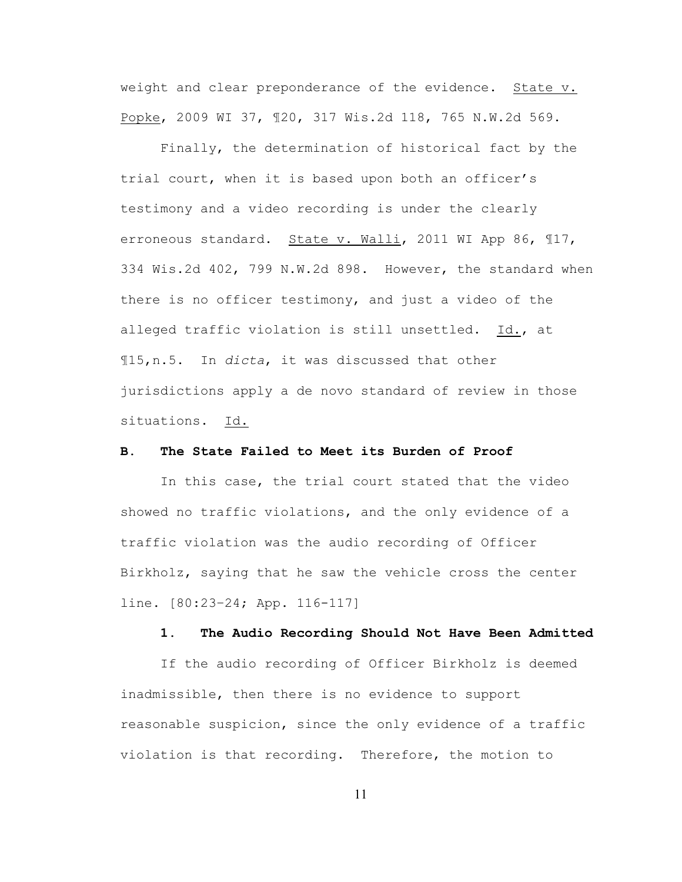weight and clear preponderance of the evidence. State v. Popke, 2009 WI 37, ¶20, 317 Wis.2d 118, 765 N.W.2d 569.

Finally, the determination of historical fact by the trial court, when it is based upon both an officer's testimony and a video recording is under the clearly erroneous standard. State v. Walli, 2011 WI App 86, ¶17, 334 Wis.2d 402, 799 N.W.2d 898. However, the standard when there is no officer testimony, and just a video of the alleged traffic violation is still unsettled. Id., at ¶15,n.5. In *dicta*, it was discussed that other jurisdictions apply a de novo standard of review in those situations. Id.

### B. The State Failed to Meet its Burden of Proof

In this case, the trial court stated that the video showed no traffic violations, and the only evidence of a traffic violation was the audio recording of Officer Birkholz, saying that he saw the vehicle cross the center line. [80:23–24; App. 116-117]

#### 1. The Audio Recording Should Not Have Been Admitted

If the audio recording of Officer Birkholz is deemed inadmissible, then there is no evidence to support reasonable suspicion, since the only evidence of a traffic violation is that recording. Therefore, the motion to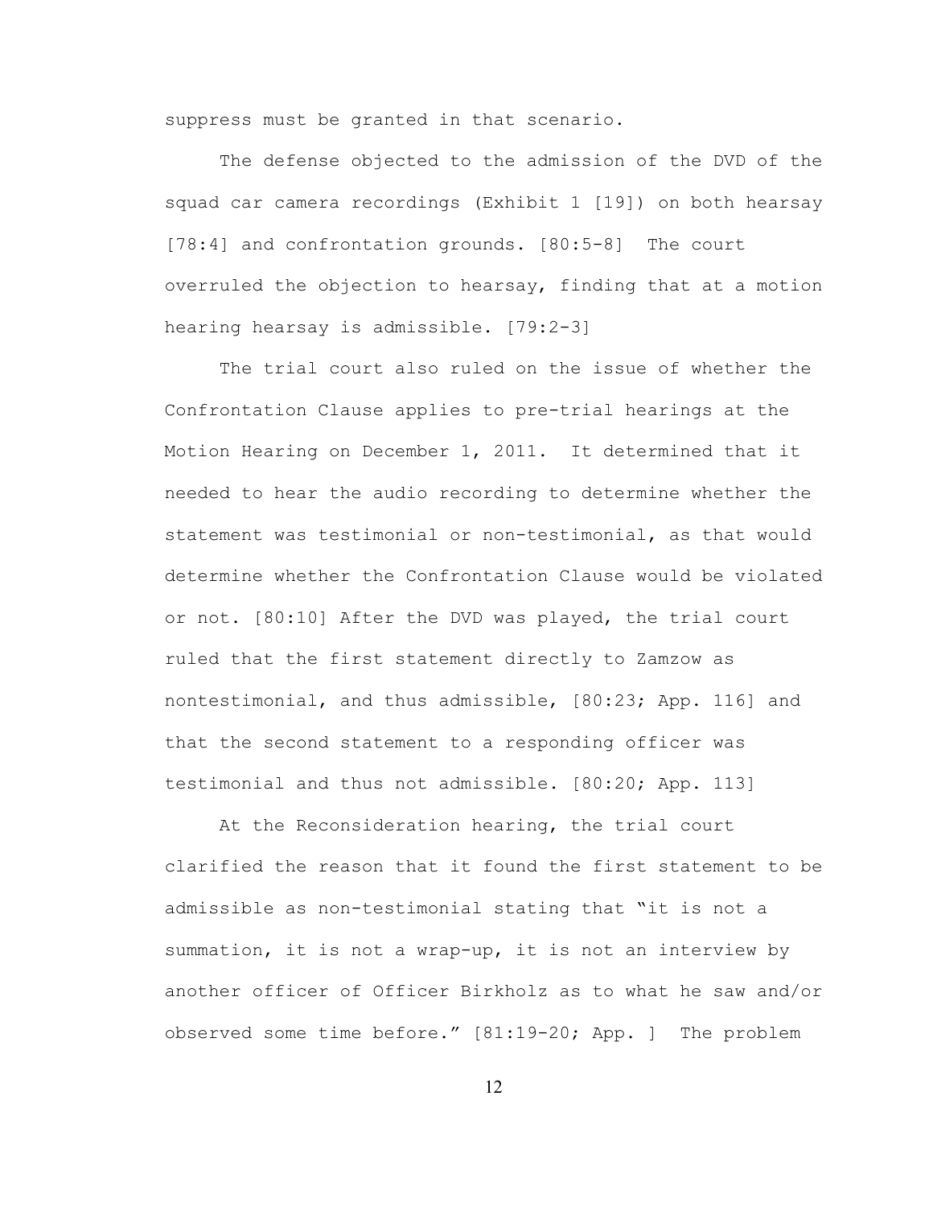suppress must be granted in that scenario.

The defense objected to the admission of the DVD of the squad car camera recordings (Exhibit 1 [19]) on both hearsay [78:4] and confrontation grounds. [80:5-8] The court overruled the objection to hearsay, finding that at a motion hearing hearsay is admissible. [79:2-3]

The trial court also ruled on the issue of whether the Confrontation Clause applies to pre-trial hearings at the Motion Hearing on December 1, 2011. It determined that it needed to hear the audio recording to determine whether the statement was testimonial or non-testimonial, as that would determine whether the Confrontation Clause would be violated or not. [80:10] After the DVD was played, the trial court ruled that the first statement directly to Zamzow as nontestimonial, and thus admissible, [80:23; App. 116] and that the second statement to a responding officer was testimonial and thus not admissible. [80:20; App. 113]

At the Reconsideration hearing, the trial court clarified the reason that it found the first statement to be admissible as non-testimonial stating that "it is not a summation, it is not a wrap-up, it is not an interview by another officer of Officer Birkholz as to what he saw and/or observed some time before." [81:19-20; App. ] The problem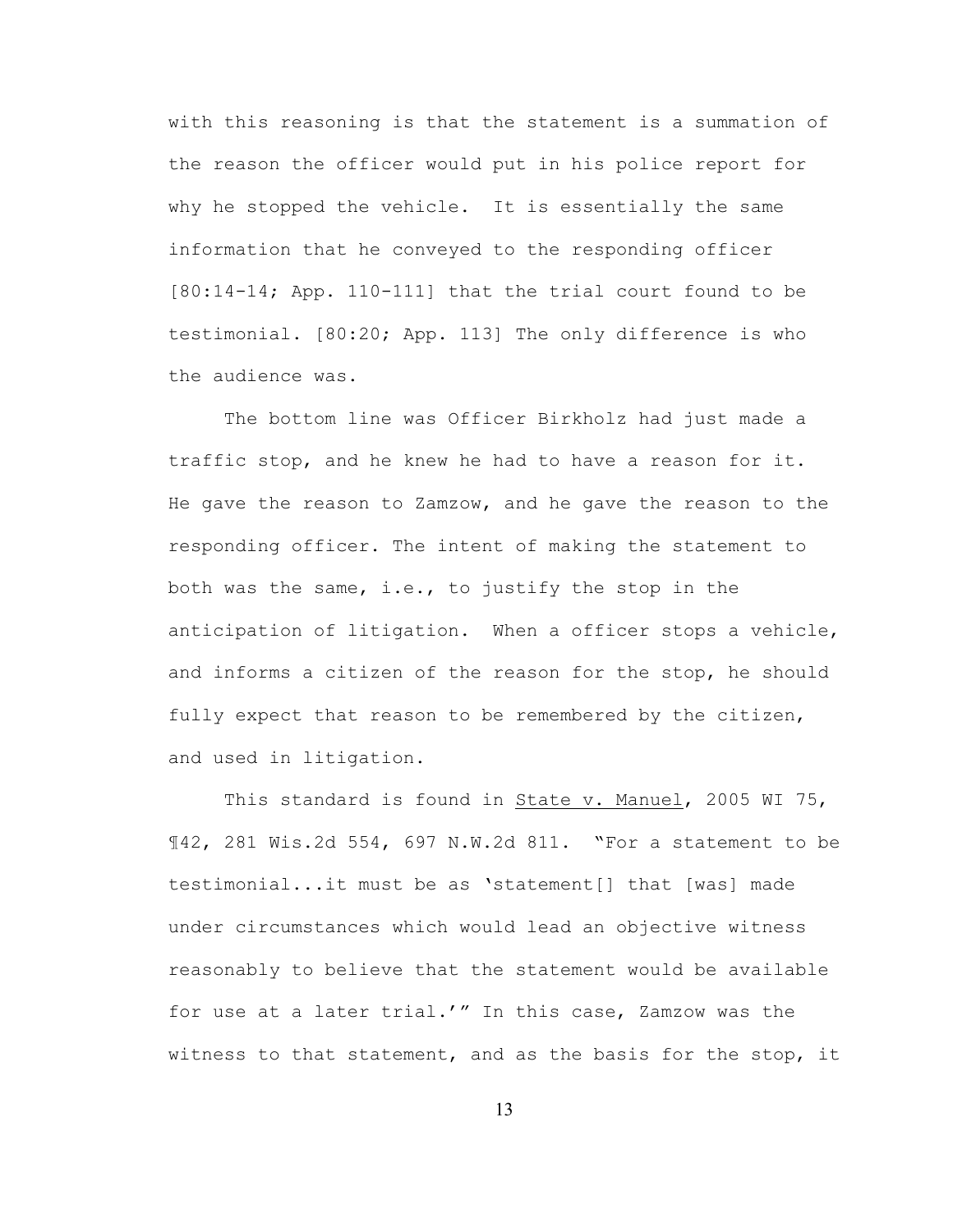with this reasoning is that the statement is a summation of the reason the officer would put in his police report for why he stopped the vehicle. It is essentially the same information that he conveyed to the responding officer [80:14-14; App. 110-111] that the trial court found to be testimonial. [80:20; App. 113] The only difference is who the audience was.

The bottom line was Officer Birkholz had just made a traffic stop, and he knew he had to have a reason for it. He gave the reason to Zamzow, and he gave the reason to the responding officer. The intent of making the statement to both was the same, i.e., to justify the stop in the anticipation of litigation. When a officer stops a vehicle, and informs a citizen of the reason for the stop, he should fully expect that reason to be remembered by the citizen, and used in litigation.

This standard is found in <u>State v. Manuel</u>, 2005 WI 75, ¶42, 281 Wis.2d 554, 697 N.W.2d 811. "For a statement to be testimonial...it must be as 'statement[] that [was] made under circumstances which would lead an objective witness reasonably to believe that the statement would be available for use at a later trial.'" In this case, Zamzow was the witness to that statement, and as the basis for the stop, it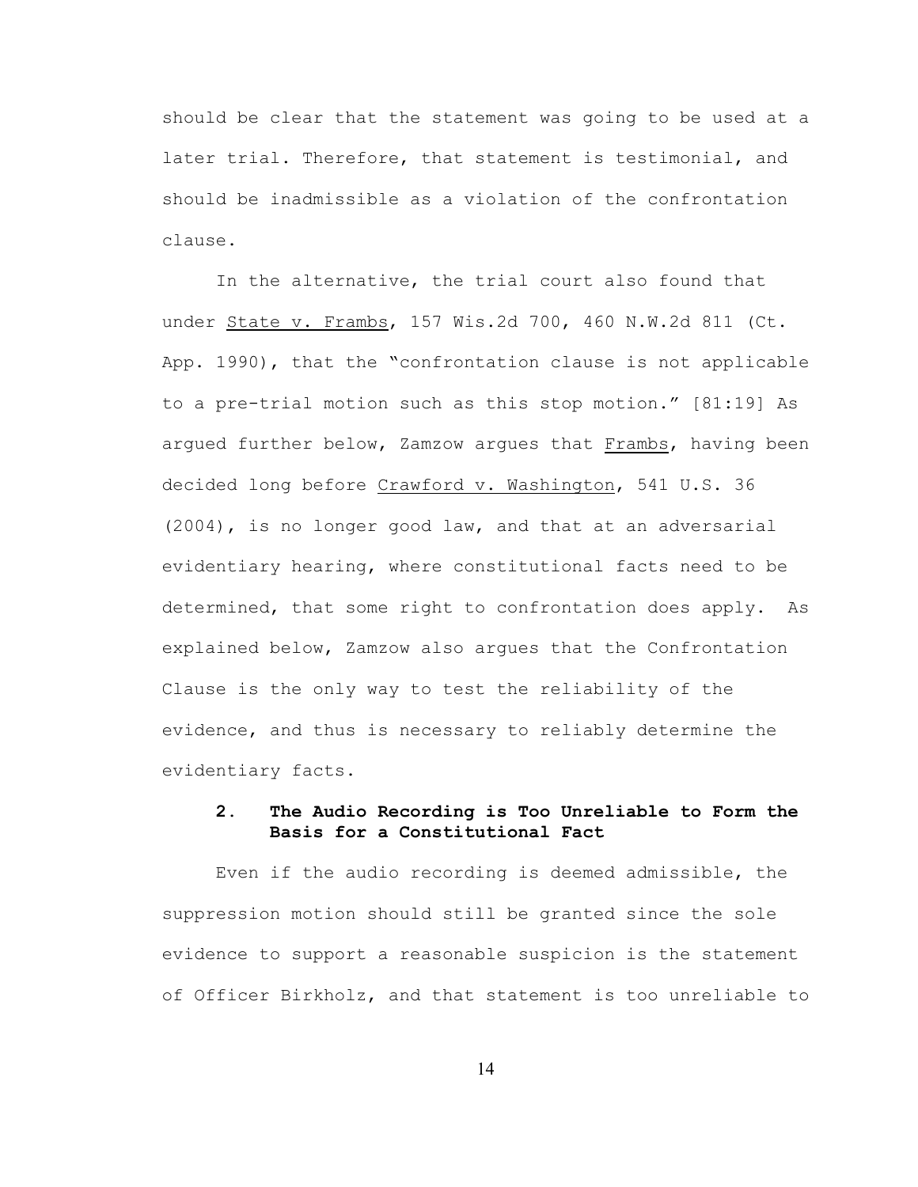should be clear that the statement was going to be used at a later trial. Therefore, that statement is testimonial, and should be inadmissible as a violation of the confrontation clause.

In the alternative, the trial court also found that under State v. Frambs, 157 Wis.2d 700, 460 N.W.2d 811 (Ct. App. 1990), that the "confrontation clause is not applicable to a pre-trial motion such as this stop motion." [81:19] As argued further below, Zamzow argues that Frambs, having been decided long before Crawford v. Washington, 541 U.S. 36 (2004), is no longer good law, and that at an adversarial evidentiary hearing, where constitutional facts need to be determined, that some right to confrontation does apply. As explained below, Zamzow also argues that the Confrontation Clause is the only way to test the reliability of the evidence, and thus is necessary to reliably determine the evidentiary facts.

### 2. The Audio Recording is Too Unreliable to Form the Basis for a Constitutional Fact

Even if the audio recording is deemed admissible, the suppression motion should still be granted since the sole evidence to support a reasonable suspicion is the statement of Officer Birkholz, and that statement is too unreliable to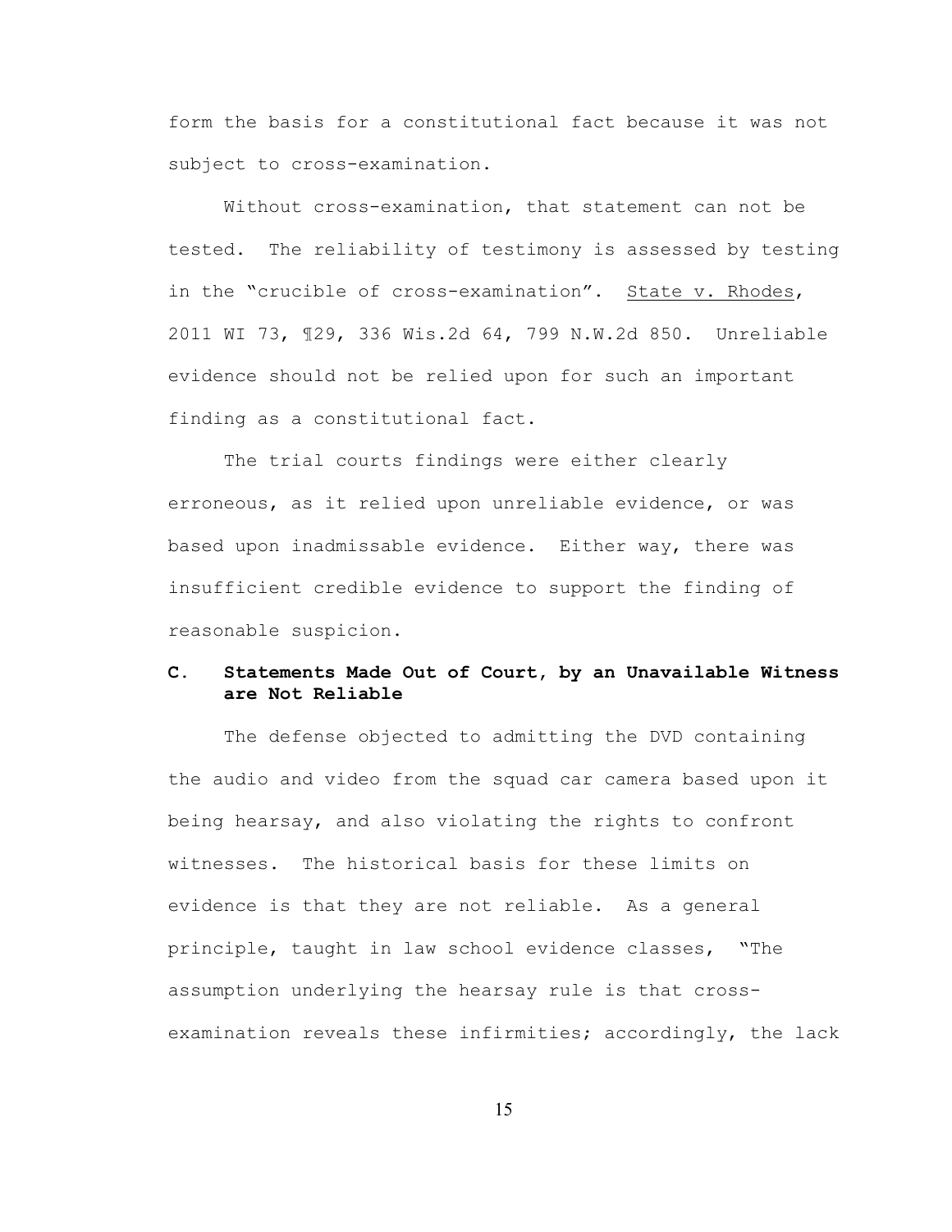form the basis for a constitutional fact because it was not subject to cross-examination.

Without cross-examination, that statement can not be tested. The reliability of testimony is assessed by testing in the "crucible of cross-examination". State v. Rhodes, 2011 WI 73, ¶29, 336 Wis.2d 64, 799 N.W.2d 850. Unreliable evidence should not be relied upon for such an important finding as a constitutional fact.

The trial courts findings were either clearly erroneous, as it relied upon unreliable evidence, or was based upon inadmissable evidence. Either way, there was insufficient credible evidence to support the finding of reasonable suspicion.

### C. Statements Made Out of Court, by an Unavailable Witness are Not Reliable

The defense objected to admitting the DVD containing the audio and video from the squad car camera based upon it being hearsay, and also violating the rights to confront witnesses. The historical basis for these limits on evidence is that they are not reliable. As a general principle, taught in law school evidence classes, "The assumption underlying the hearsay rule is that cross-examination reveals these infirmities; accordingly, the lack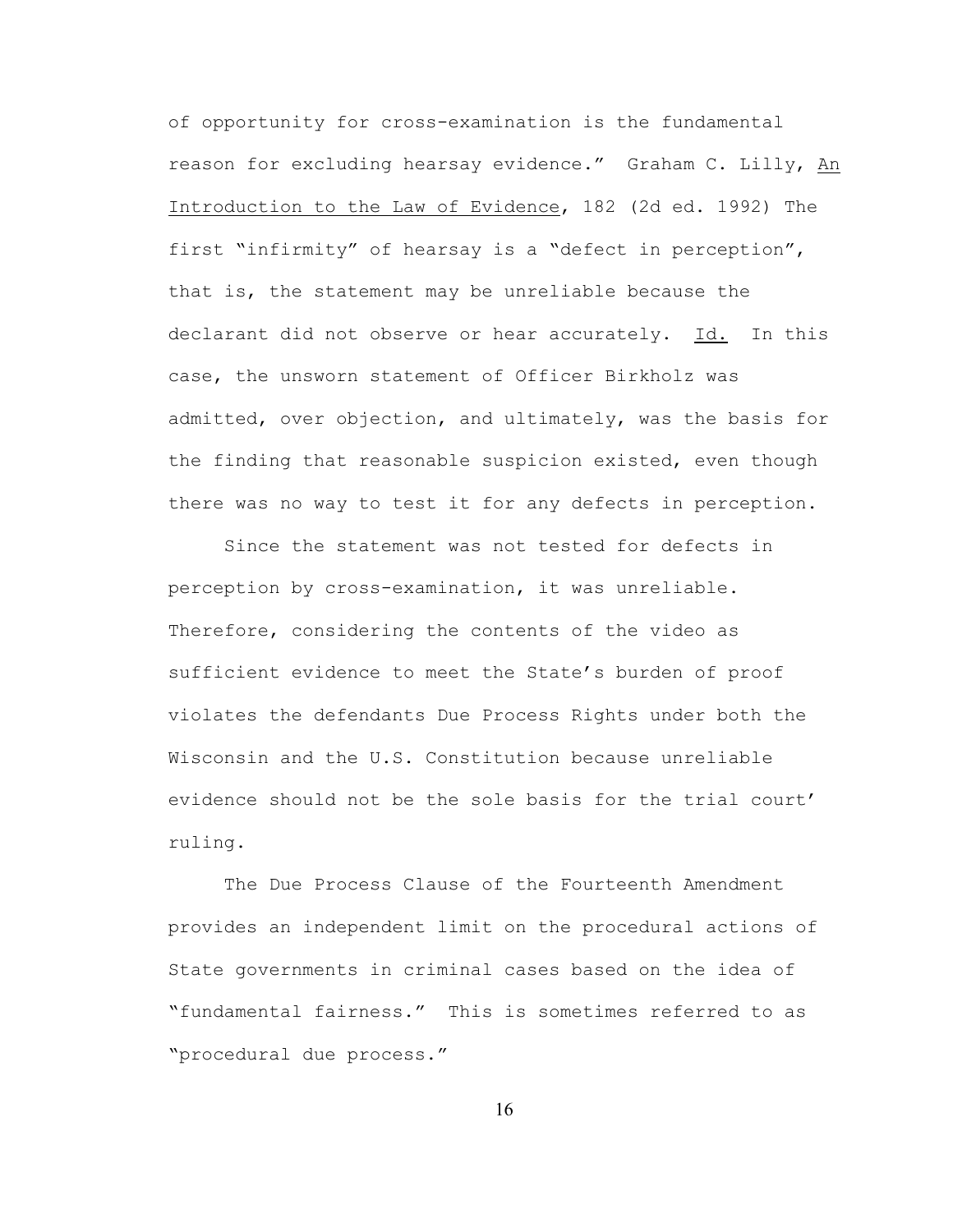of opportunity for cross-examination is the fundamental reason for excluding hearsay evidence." Graham C. Lilly, An Introduction to the Law of Evidence, 182 (2d ed. 1992) The first "infirmity" of hearsay is a "defect in perception", that is, the statement may be unreliable because the declarant did not observe or hear accurately. Id. In this case, the unsworn statement of Officer Birkholz was admitted, over objection, and ultimately, was the basis for the finding that reasonable suspicion existed, even though there was no way to test it for any defects in perception.

Since the statement was not tested for defects in perception by cross-examination, it was unreliable. Therefore, considering the contents of the video as sufficient evidence to meet the State's burden of proof violates the defendants Due Process Rights under both the Wisconsin and the U.S. Constitution because unreliable evidence should not be the sole basis for the trial court' ruling.

The Due Process Clause of the Fourteenth Amendment provides an independent limit on the procedural actions of State governments in criminal cases based on the idea of "fundamental fairness." This is sometimes referred to as "procedural due process."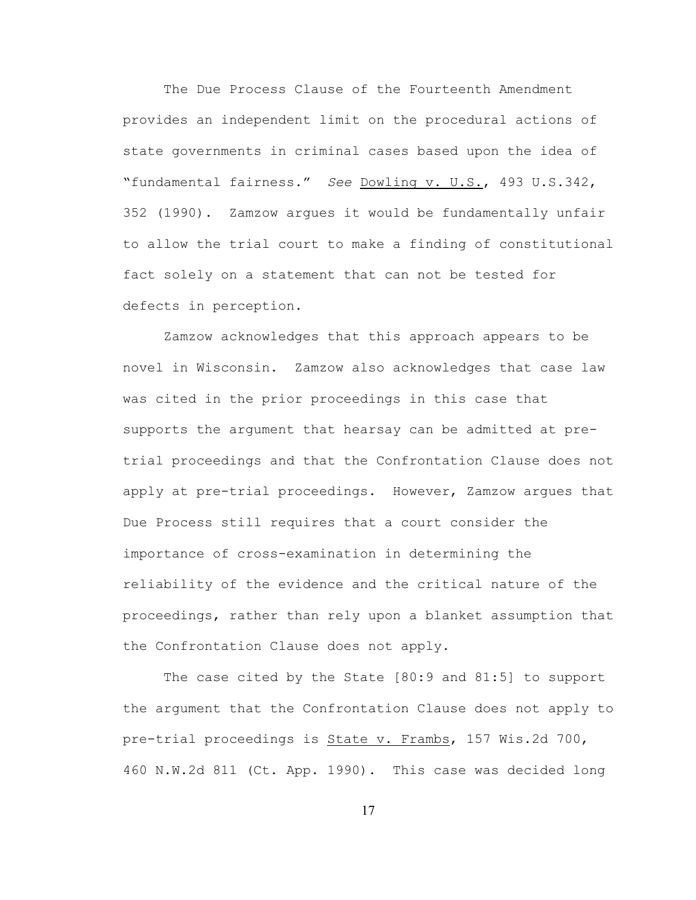The Due Process Clause of the Fourteenth Amendment provides an independent limit on the procedural actions of state governments in criminal cases based upon the idea of "fundamental fairness." *See* Dowling v. U.S., 493 U.S.342, 352 (1990). Zamzow argues it would be fundamentally unfair to allow the trial court to make a finding of constitutional fact solely on a statement that can not be tested for defects in perception.

Zamzow acknowledges that this approach appears to be novel in Wisconsin. Zamzow also acknowledges that case law was cited in the prior proceedings in this case that supports the argument that hearsay can be admitted at pre-trial proceedings and that the Confrontation Clause does not apply at pre-trial proceedings. However, Zamzow argues that Due Process still requires that a court consider the importance of cross-examination in determining the reliability of the evidence and the critical nature of the proceedings, rather than rely upon a blanket assumption that the Confrontation Clause does not apply.

The case cited by the State [80:9 and 81:5] to support the argument that the Confrontation Clause does not apply to pre-trial proceedings is State v. Frambs, 157 Wis.2d 700, 460 N.W.2d 811 (Ct. App. 1990). This case was decided long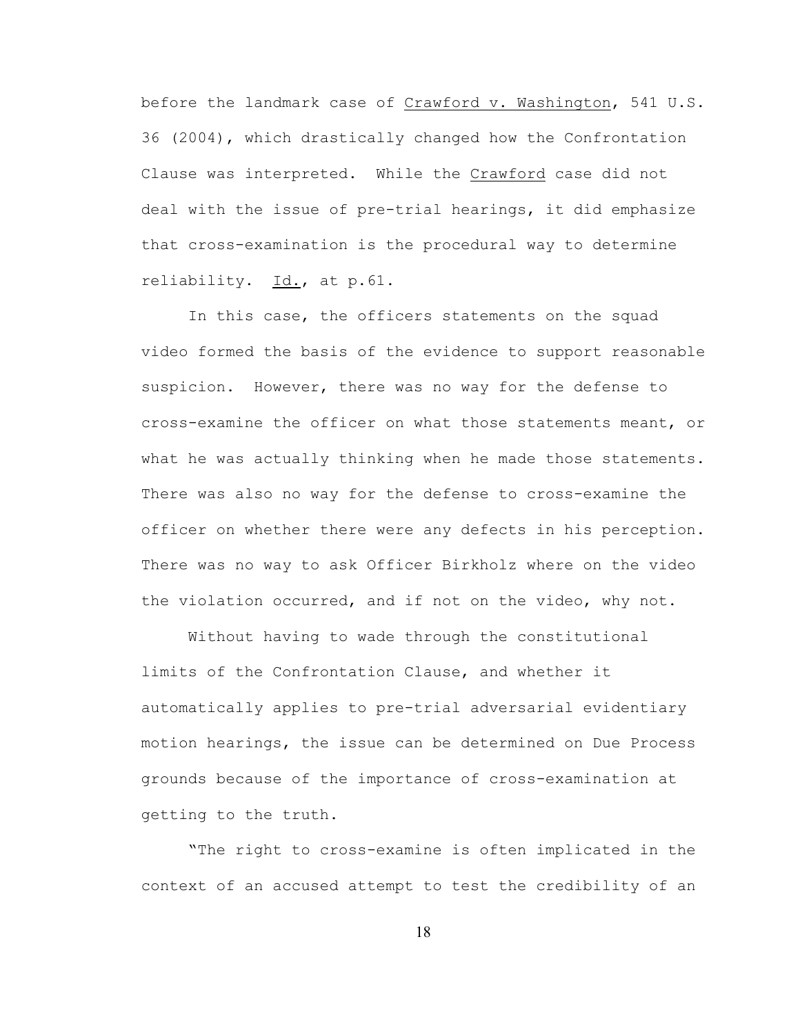before the landmark case of Crawford v. Washington, 541 U.S. 36 (2004), which drastically changed how the Confrontation Clause was interpreted. While the Crawford case did not deal with the issue of pre-trial hearings, it did emphasize that cross-examination is the procedural way to determine reliability. Id., at p.61.

In this case, the officers statements on the squad video formed the basis of the evidence to support reasonable suspicion. However, there was no way for the defense to cross-examine the officer on what those statements meant, or what he was actually thinking when he made those statements. There was also no way for the defense to cross-examine the officer on whether there were any defects in his perception. There was no way to ask Officer Birkholz where on the video the violation occurred, and if not on the video, why not.

Without having to wade through the constitutional limits of the Confrontation Clause, and whether it automatically applies to pre-trial adversarial evidentiary motion hearings, the issue can be determined on Due Process grounds because of the importance of cross-examination at getting to the truth.

"The right to cross-examine is often implicated in the context of an accused attempt to test the credibility of an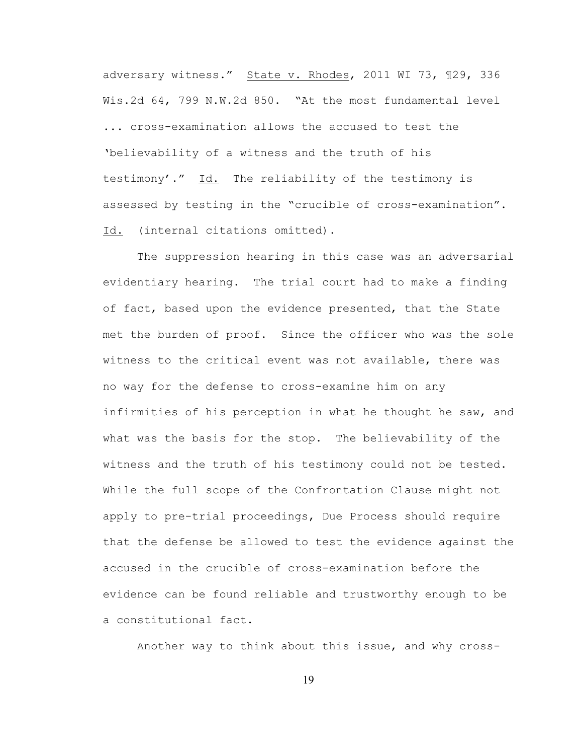adversary witness." State v. Rhodes, 2011 WI 73, ¶29, 336 Wis.2d 64, 799 N.W.2d 850. "At the most fundamental level ... cross-examination allows the accused to test the 'believability of a witness and the truth of his testimony'." Id. The reliability of the testimony is assessed by testing in the "crucible of cross-examination". Id. (internal citations omitted).

The suppression hearing in this case was an adversarial evidentiary hearing. The trial court had to make a finding of fact, based upon the evidence presented, that the State met the burden of proof. Since the officer who was the sole witness to the critical event was not available, there was no way for the defense to cross-examine him on any infirmities of his perception in what he thought he saw, and what was the basis for the stop. The believability of the witness and the truth of his testimony could not be tested. While the full scope of the Confrontation Clause might not apply to pre-trial proceedings, Due Process should require that the defense be allowed to test the evidence against the accused in the crucible of cross-examination before the evidence can be found reliable and trustworthy enough to be a constitutional fact.

Another way to think about this issue, and why cross-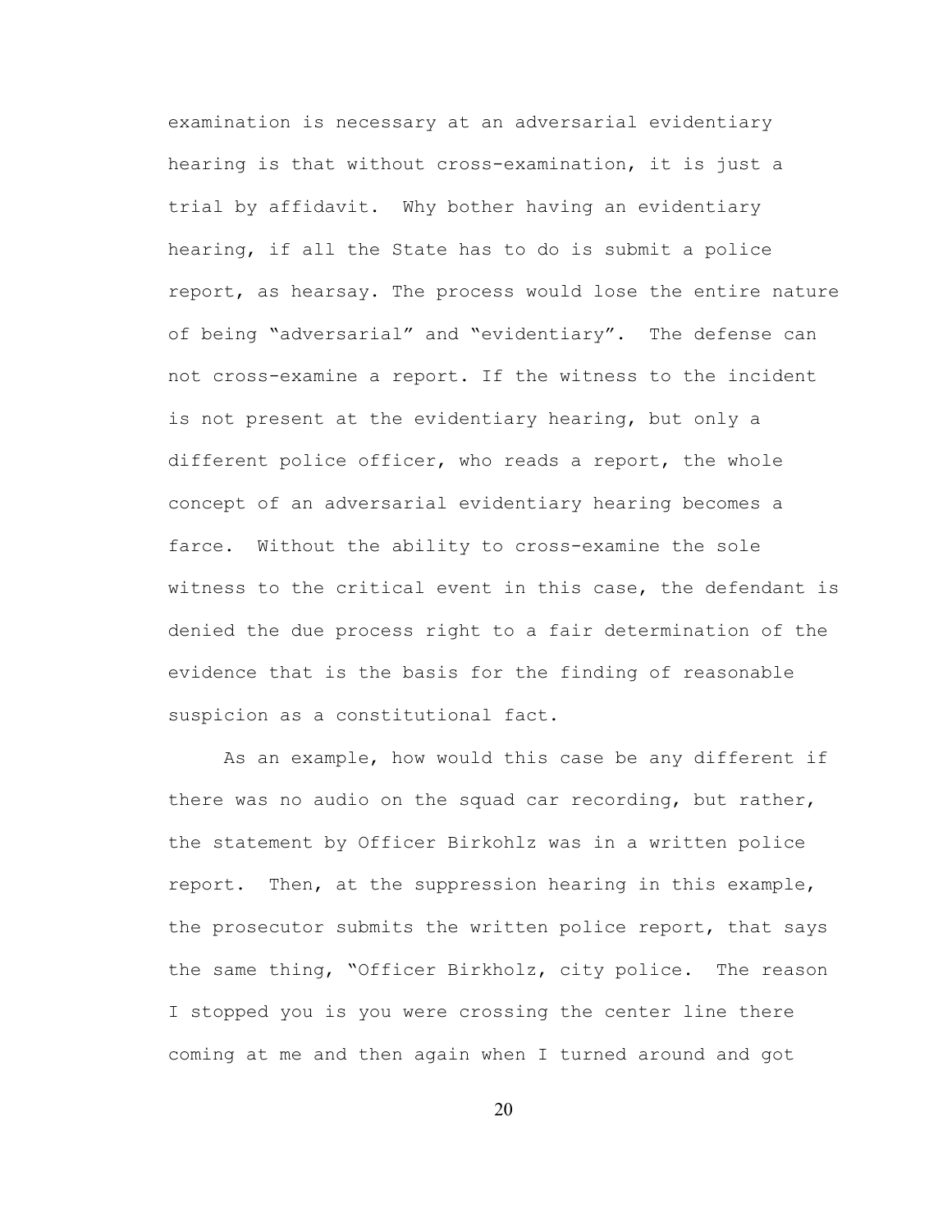examination is necessary at an adversarial evidentiary hearing is that without cross-examination, it is just a trial by affidavit. Why bother having an evidentiary hearing, if all the State has to do is submit a police report, as hearsay. The process would lose the entire nature of being "adversarial" and "evidentiary". The defense can not cross-examine a report. If the witness to the incident is not present at the evidentiary hearing, but only a different police officer, who reads a report, the whole concept of an adversarial evidentiary hearing becomes a farce. Without the ability to cross-examine the sole witness to the critical event in this case, the defendant is denied the due process right to a fair determination of the evidence that is the basis for the finding of reasonable suspicion as a constitutional fact.

As an example, how would this case be any different if there was no audio on the squad car recording, but rather, the statement by Officer Birkohlz was in a written police report. Then, at the suppression hearing in this example, the prosecutor submits the written police report, that says the same thing, "Officer Birkholz, city police. The reason I stopped you is you were crossing the center line there coming at me and then again when I turned around and got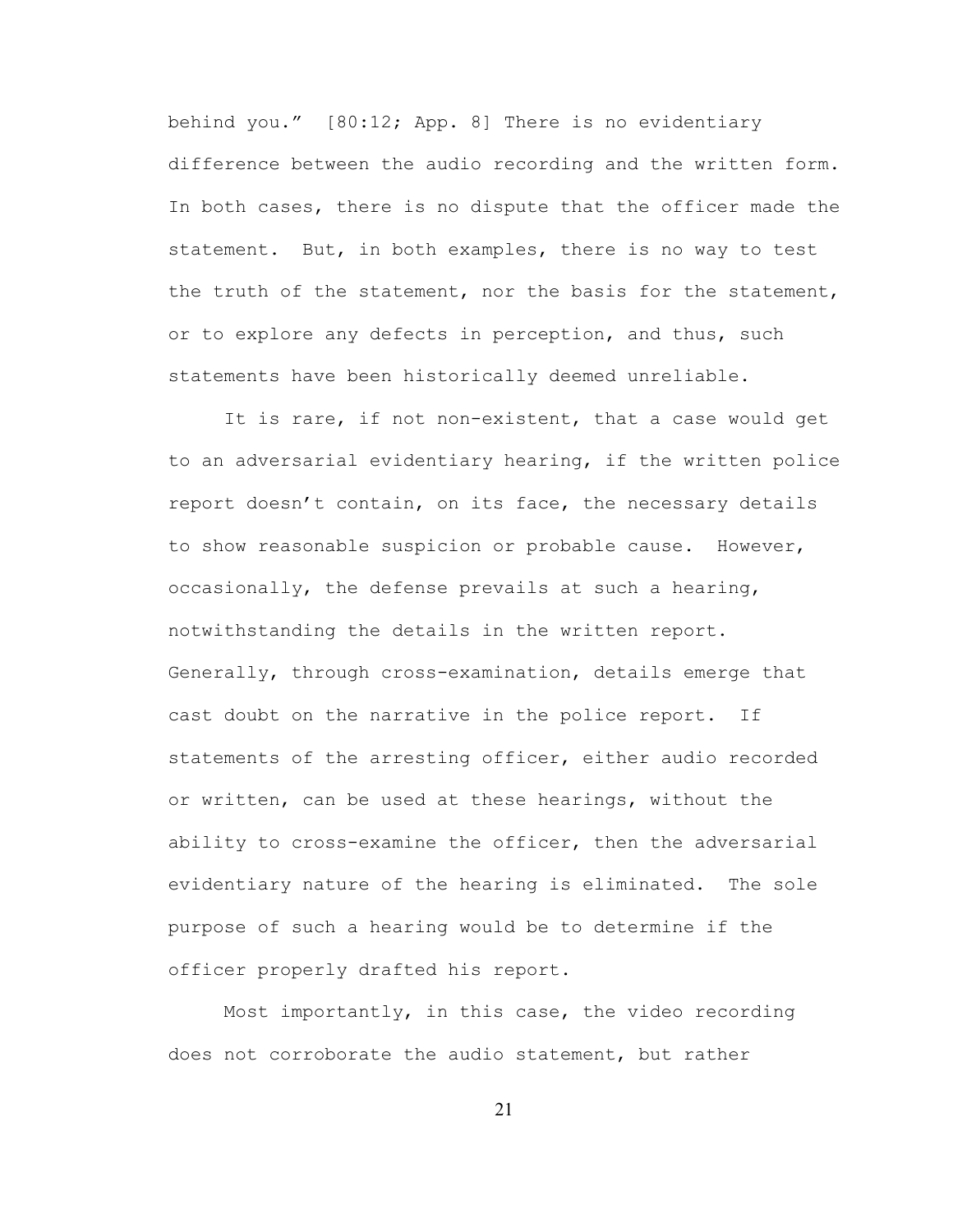behind you." [80:12; App. 8] There is no evidentiary difference between the audio recording and the written form. In both cases, there is no dispute that the officer made the statement. But, in both examples, there is no way to test the truth of the statement, nor the basis for the statement, or to explore any defects in perception, and thus, such statements have been historically deemed unreliable.

It is rare, if not non-existent, that a case would get to an adversarial evidentiary hearing, if the written police report doesn't contain, on its face, the necessary details to show reasonable suspicion or probable cause. However, occasionally, the defense prevails at such a hearing, notwithstanding the details in the written report. Generally, through cross-examination, details emerge that cast doubt on the narrative in the police report. If statements of the arresting officer, either audio recorded or written, can be used at these hearings, without the ability to cross-examine the officer, then the adversarial evidentiary nature of the hearing is eliminated. The sole purpose of such a hearing would be to determine if the officer properly drafted his report.

Most importantly, in this case, the video recording does not corroborate the audio statement, but rather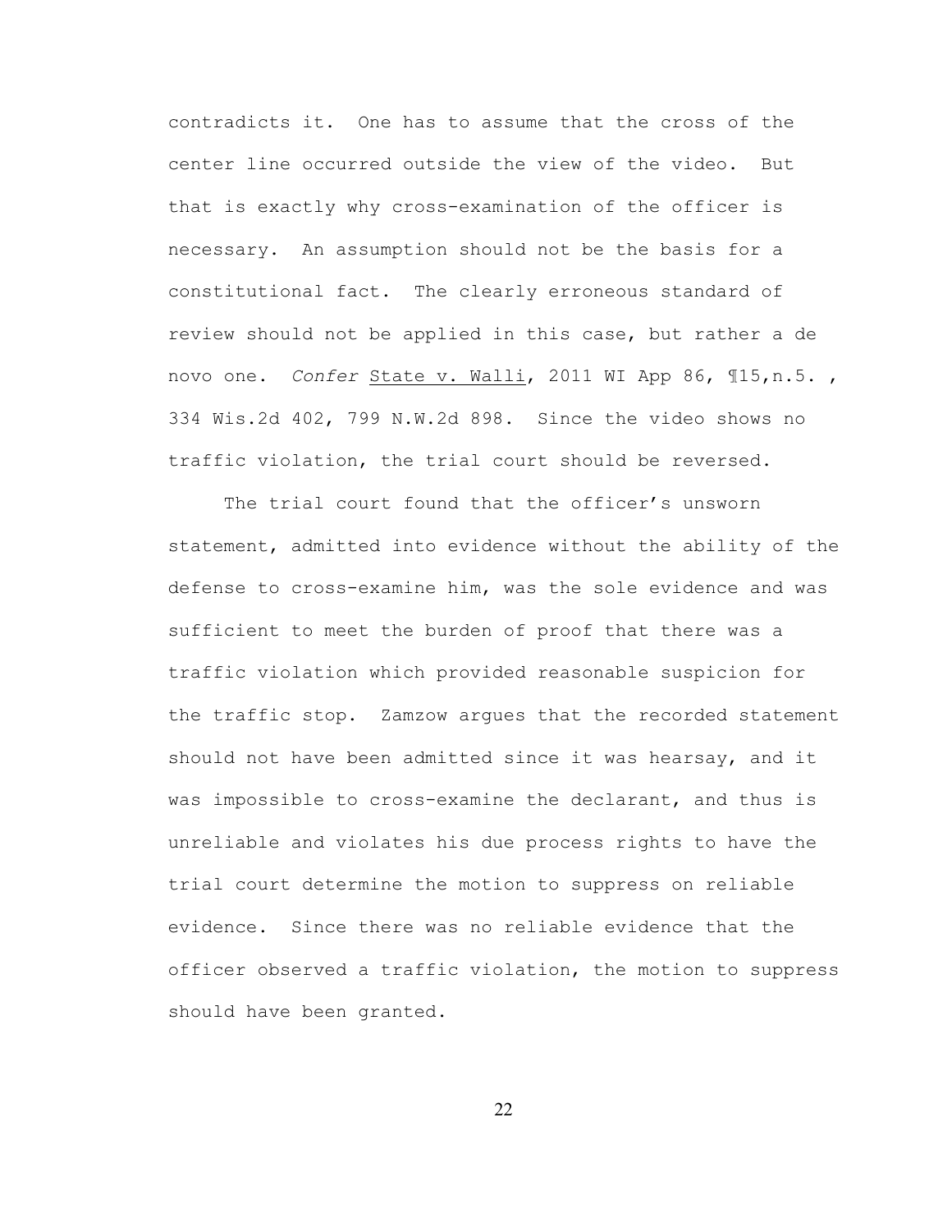contradicts it. One has to assume that the cross of the center line occurred outside the view of the video. But that is exactly why cross-examination of the officer is necessary. An assumption should not be the basis for a constitutional fact. The clearly erroneous standard of review should not be applied in this case, but rather a de novo one. *Confer* State v. Walli, 2011 WI App 86, ¶15,n.5. , 334 Wis.2d 402, 799 N.W.2d 898. Since the video shows no traffic violation, the trial court should be reversed.

The trial court found that the officer's unsworn statement, admitted into evidence without the ability of the defense to cross-examine him, was the sole evidence and was sufficient to meet the burden of proof that there was a traffic violation which provided reasonable suspicion for the traffic stop. Zamzow argues that the recorded statement should not have been admitted since it was hearsay, and it was impossible to cross-examine the declarant, and thus is unreliable and violates his due process rights to have the trial court determine the motion to suppress on reliable evidence. Since there was no reliable evidence that the officer observed a traffic violation, the motion to suppress should have been granted.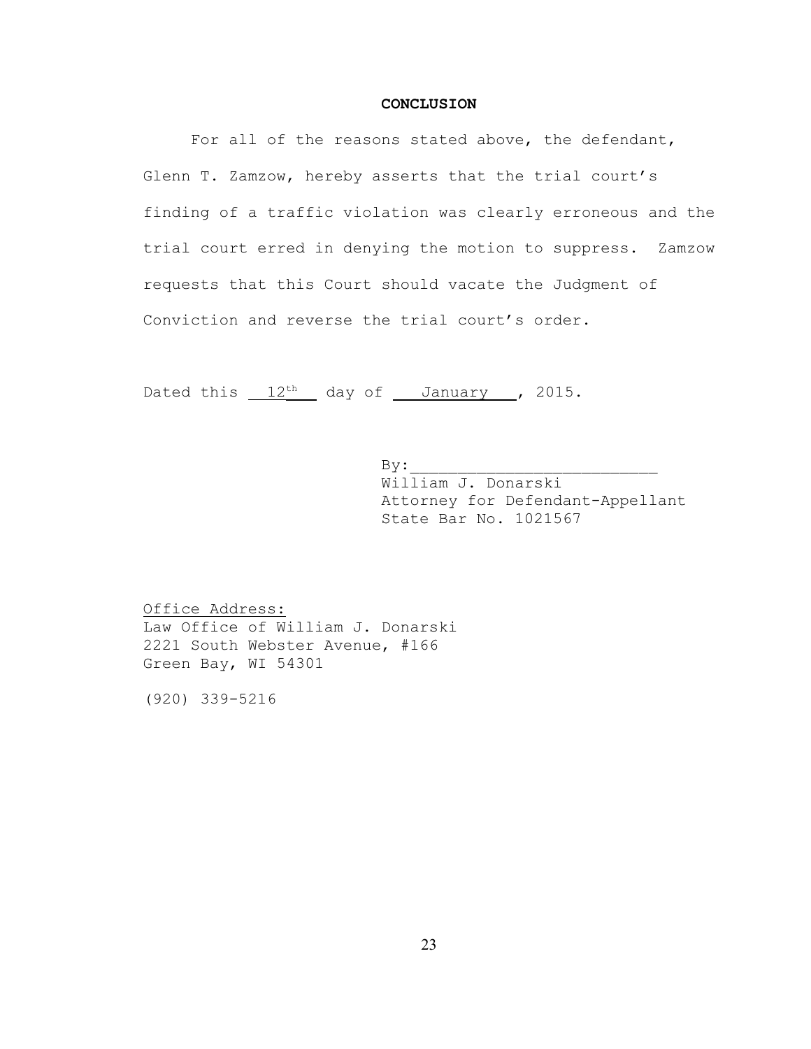## CONCLUSION

For all of the reasons stated above, the defendant, Glenn T. Zamzow, hereby asserts that the trial court's finding of a traffic violation was clearly erroneous and the trial court erred in denying the motion to suppress. Zamzow requests that this Court should vacate the Judgment of Conviction and reverse the trial court's order.

Dated this 12th day of January, 2015.

By:\_\_\_\_\_\_\_\_\_\_\_\_\_\_\_\_\_\_\_\_\_\_\_\_\_\_
William J. Donarski
Attorney for Defendant-Appellant
State Bar No. 1021567

Office Address:
Law Office of William J. Donarski
2221 South Webster Avenue, #166
Green Bay, WI 54301

(920) 339-5216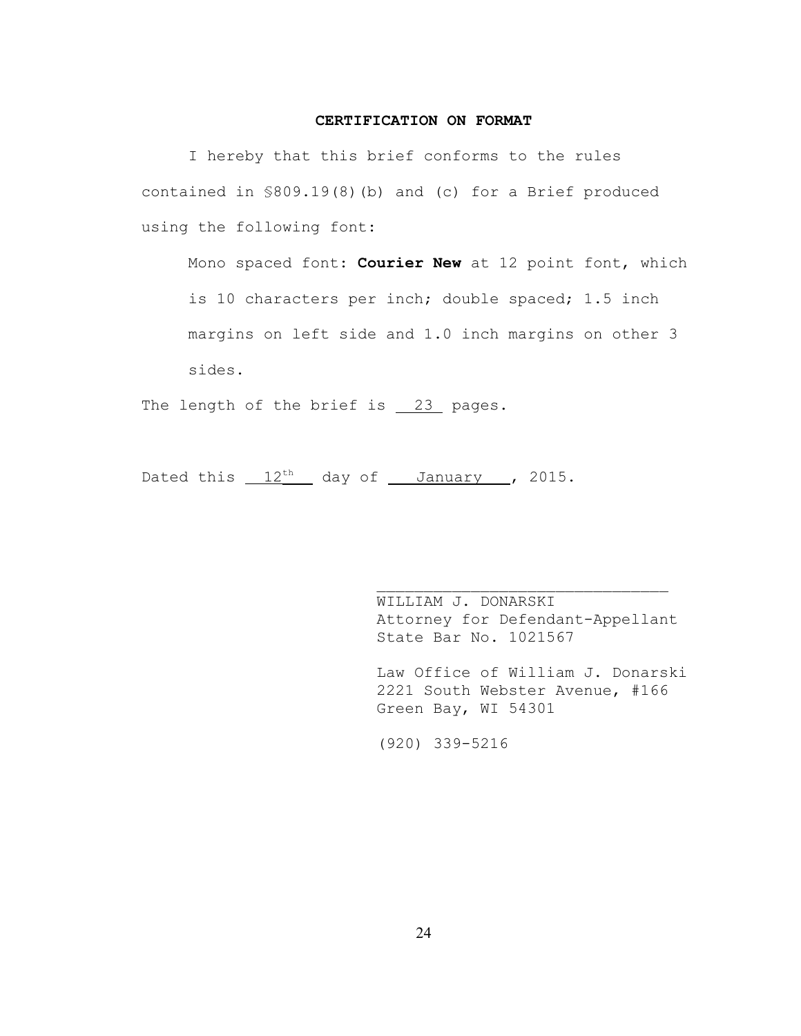**CERTIFICATION ON FORMAT**

I hereby that this brief conforms to the rules contained in §809.19(8)(b) and (c) for a Brief produced using the following font:

> Mono spaced font: **Courier New** at 12 point font, which is 10 characters per inch; double spaced; 1.5 inch margins on left side and 1.0 inch margins on other 3 sides.

The length of the brief is 23 pages.

Dated this 12th day of January, 2015.

\_\_\_\_\_\_\_\_\_\_\_\_\_\_\_\_\_\_\_\_\_\_\_\_\_\_\_\_\_\_\_\_
WILLIAM J. DONARSKI
Attorney for Defendant-Appellant
State Bar No. 1021567

Law Office of William J. Donarski
2221 South Webster Avenue, #166
Green Bay, WI 54301

(920) 339-5216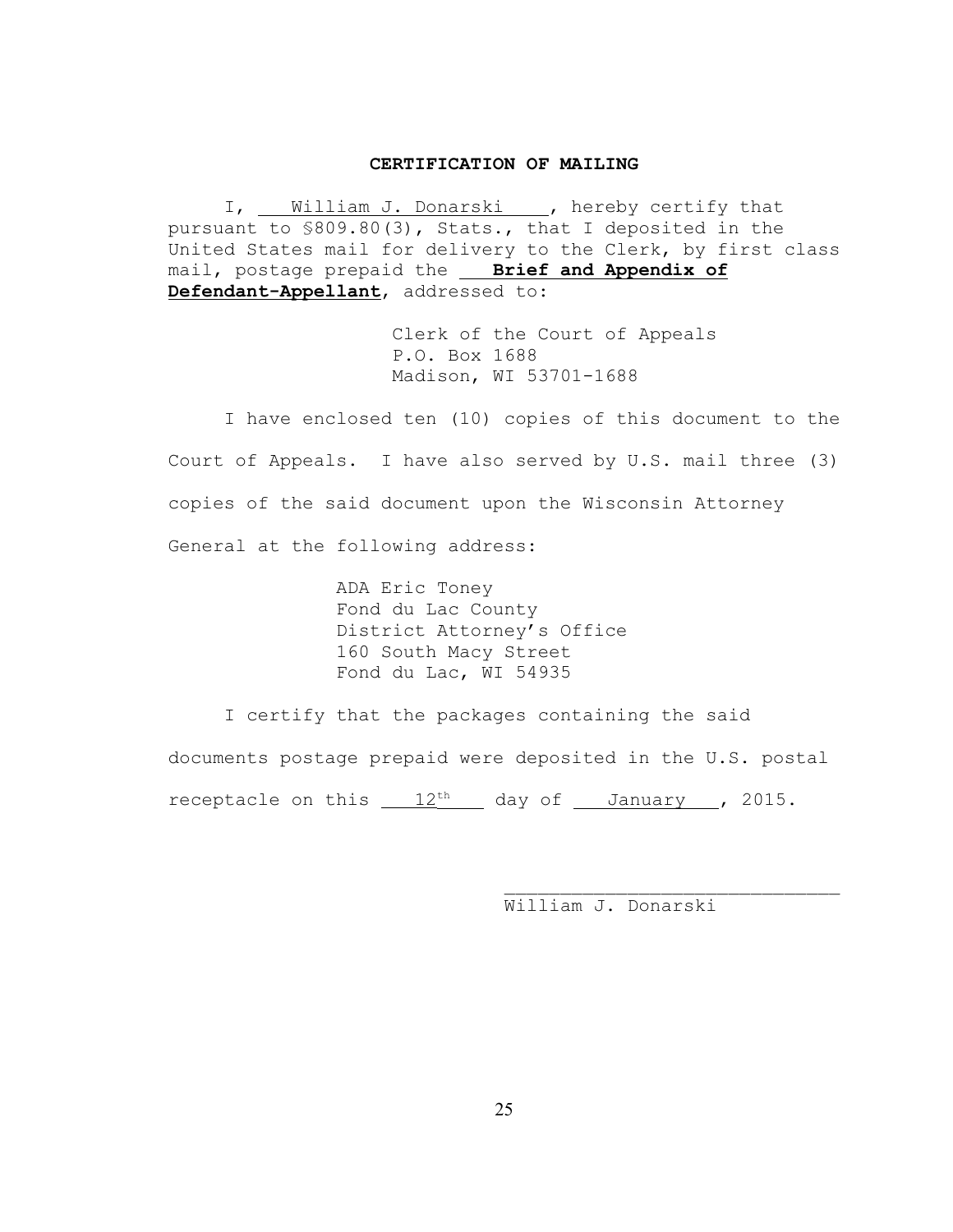## CERTIFICATION OF MAILING

I, William J. Donarski, hereby certify that pursuant to §809.80(3), Stats., that I deposited in the United States mail for delivery to the Clerk, by first class mail, postage prepaid the **Brief and Appendix of Defendant-Appellant**, addressed to:

Clerk of the Court of Appeals
P.O. Box 1688
Madison, WI 53701-1688

I have enclosed ten (10) copies of this document to the Court of Appeals. I have also served by U.S. mail three (3) copies of the said document upon the Wisconsin Attorney General at the following address:

ADA Eric Toney
Fond du Lac County
District Attorney's Office
160 South Macy Street
Fond du Lac, WI 54935

I certify that the packages containing the said documents postage prepaid were deposited in the U.S. postal receptacle on this 12th day of January, 2015.

\_\_\_\_\_\_\_\_\_\_\_\_\_\_\_\_\_\_\_\_\_\_\_\_\_\_\_\_\_\_
William J. Donarski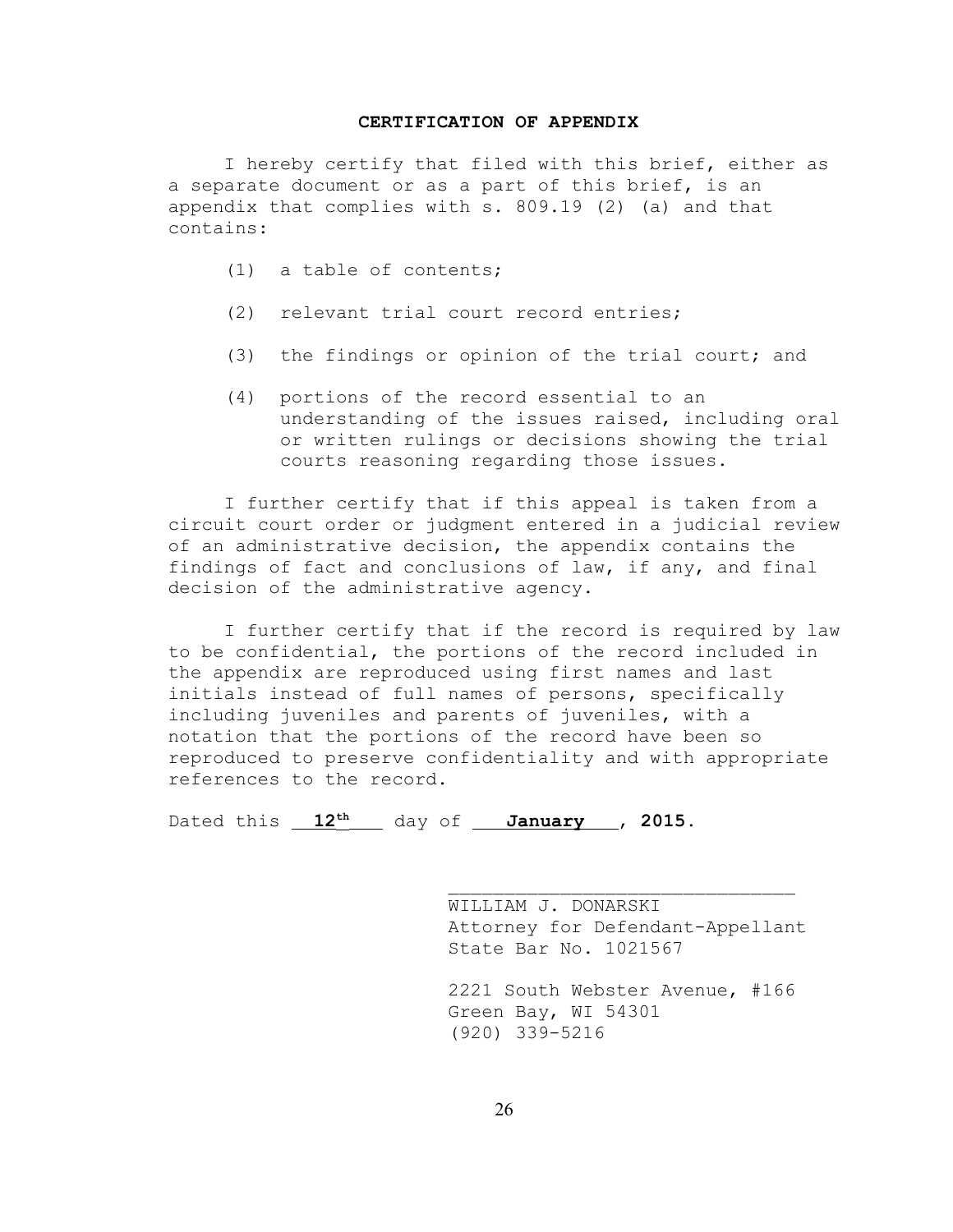**CERTIFICATION OF APPENDIX**

I hereby certify that filed with this brief, either as a separate document or as a part of this brief, is an appendix that complies with s. 809.19 (2) (a) and that contains:

(1) a table of contents;

(2) relevant trial court record entries;

(3) the findings or opinion of the trial court; and

(4) portions of the record essential to an understanding of the issues raised, including oral or written rulings or decisions showing the trial courts reasoning regarding those issues.

I further certify that if this appeal is taken from a circuit court order or judgment entered in a judicial review of an administrative decision, the appendix contains the findings of fact and conclusions of law, if any, and final decision of the administrative agency.

I further certify that if the record is required by law to be confidential, the portions of the record included in the appendix are reproduced using first names and last initials instead of full names of persons, specifically including juveniles and parents of juveniles, with a notation that the portions of the record have been so reproduced to preserve confidentiality and with appropriate references to the record.

Dated this **12th** day of **January**, **2015.**

\_\_\_\_\_\_\_\_\_\_\_\_\_\_\_\_\_\_\_\_\_\_\_\_\_\_\_\_\_\_\_\_
WILLIAM J. DONARSKI
Attorney for Defendant-Appellant
State Bar No. 1021567

2221 South Webster Avenue, #166
Green Bay, WI 54301
(920) 339-5216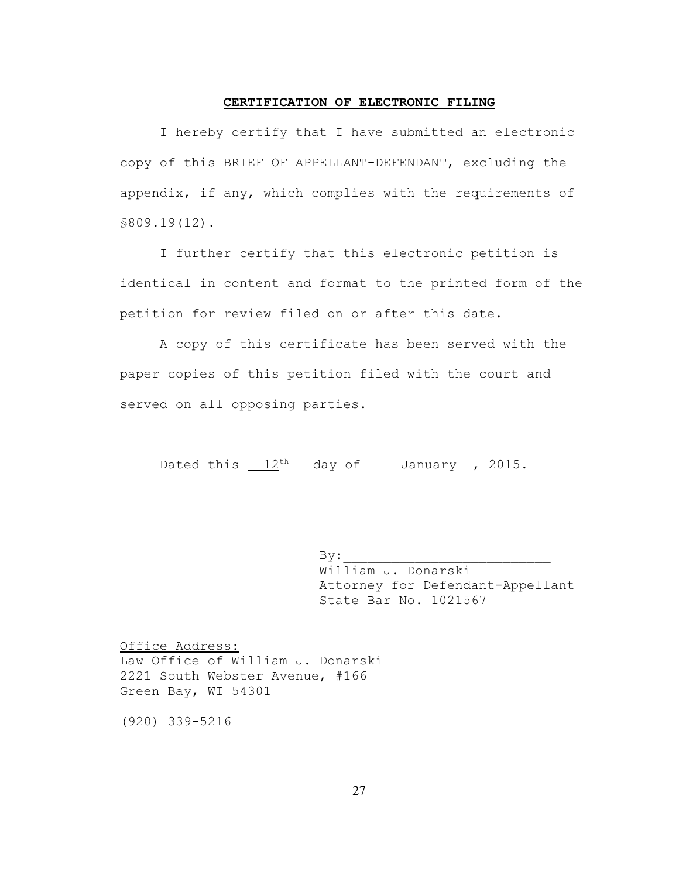**CERTIFICATION OF ELECTRONIC FILING**

I hereby certify that I have submitted an electronic copy of this BRIEF OF APPELLANT-DEFENDANT, excluding the appendix, if any, which complies with the requirements of §809.19(12).

I further certify that this electronic petition is identical in content and format to the printed form of the petition for review filed on or after this date.

A copy of this certificate has been served with the paper copies of this petition filed with the court and served on all opposing parties.

Dated this 12th day of January, 2015.

By:___________________________
William J. Donarski
Attorney for Defendant-Appellant
State Bar No. 1021567

Office Address:
Law Office of William J. Donarski
2221 South Webster Avenue, #166
Green Bay, WI 54301

(920) 339-5216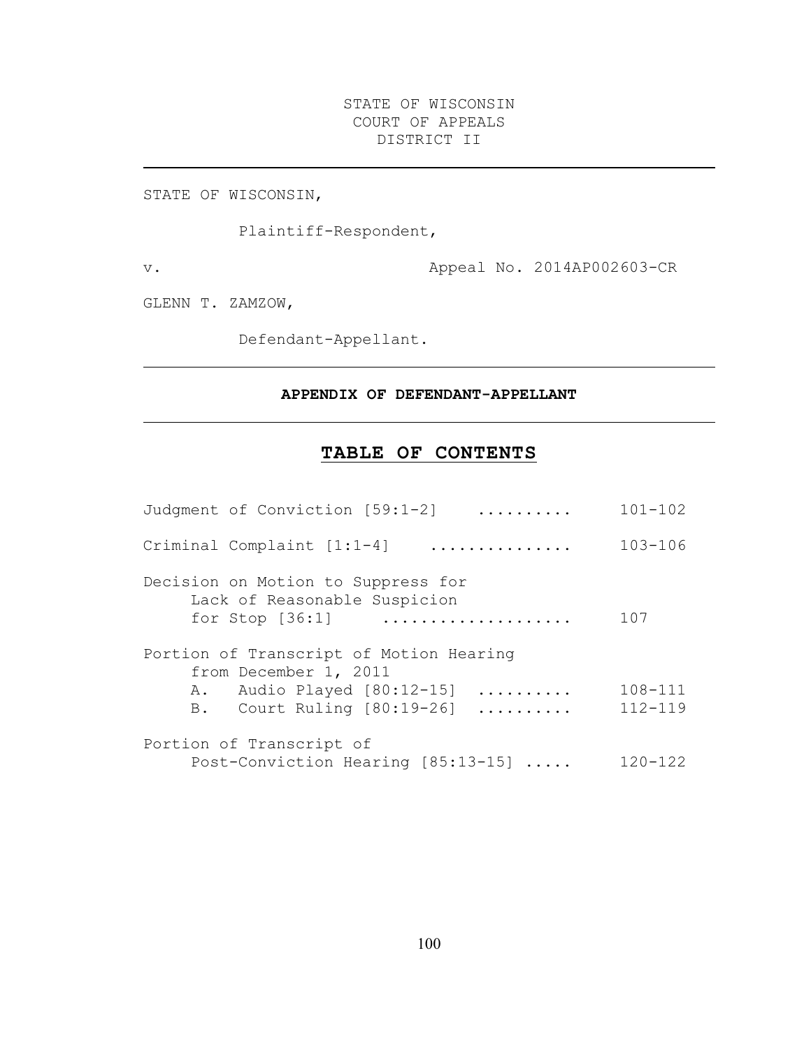STATE OF WISCONSIN
COURT OF APPEALS
DISTRICT II

---

STATE OF WISCONSIN,

Plaintiff-Respondent,

v. Appeal No. 2014AP002603-CR

GLENN T. ZAMZOW,

Defendant-Appellant.

---

**APPENDIX OF DEFENDANT-APPELLANT**

---

## TABLE OF CONTENTS

| | |
|---|---|
| Judgment of Conviction [59:1-2] .......... | 101-102 |
| Criminal Complaint [1:1-4] ............... | 103-106 |
| Decision on Motion to Suppress for Lack of Reasonable Suspicion for Stop [36:1] .................... | 107 |
| Portion of Transcript of Motion Hearing from December 1, 2011 | |
| A. Audio Played [80:12-15] .......... | 108-111 |
| B. Court Ruling [80:19-26] .......... | 112-119 |
| Portion of Transcript of Post-Conviction Hearing [85:13-15] ..... | 120-122 |